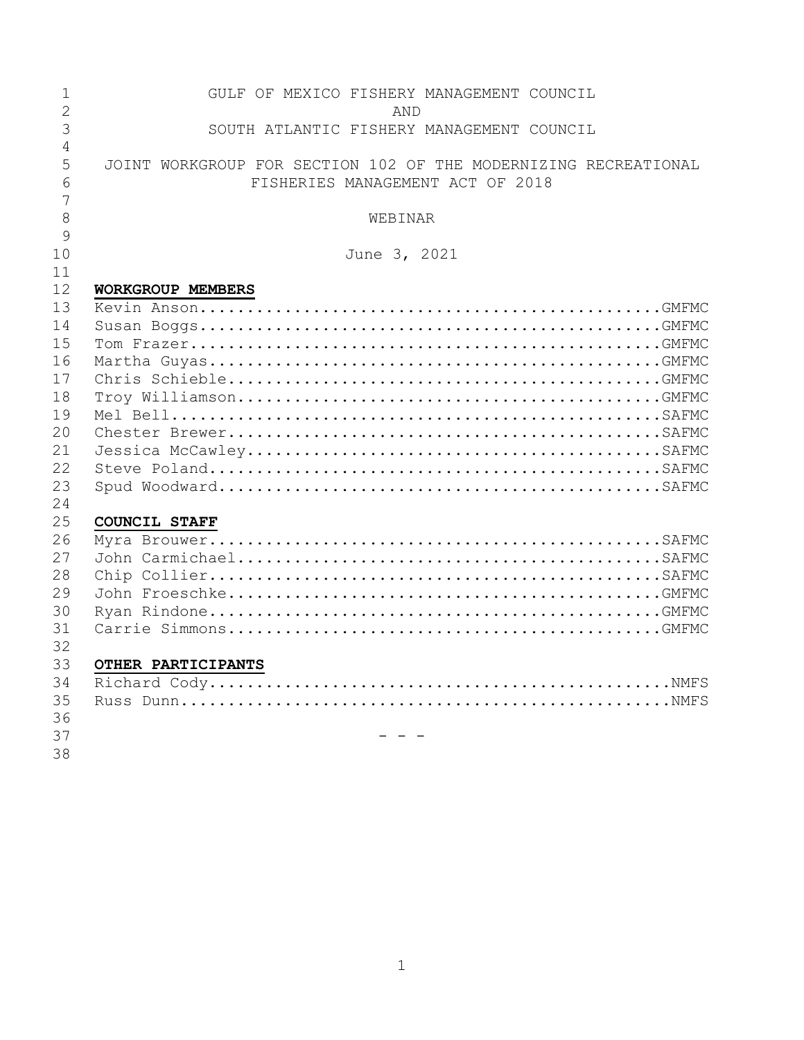GULF OF MEXICO FISHERY MANAGEMENT COUNCIL

AND

SOUTH ATLANTIC FISHERY MANAGEMENT COUNCIL

JOINT WORKGROUP FOR SECTION 102 OF THE MODERNIZING RECREATIONAL FISHERIES MANAGEMENT ACT OF 2018

WEBINAR

June 3, 2021

**WORKGROUP MEMBERS**

Kevin Anson................................................GMFMC
Susan Boggs................................................GMFMC
Tom Frazer.................................................GMFMC
Martha Guyas...............................................GMFMC
Chris Schieble.............................................GMFMC
Troy Williamson............................................GMFMC
Mel Bell...................................................SAFMC
Chester Brewer.............................................SAFMC
Jessica McCawley...........................................SAFMC
Steve Poland...............................................SAFMC
Spud Woodward..............................................SAFMC

**COUNCIL STAFF**

Myra Brouwer...............................................SAFMC
John Carmichael............................................SAFMC
Chip Collier...............................................SAFMC
John Froeschke.............................................GMFMC
Ryan Rindone...............................................GMFMC
Carrie Simmons.............................................GMFMC

**OTHER PARTICIPANTS**

Richard Cody................................................NMFS
Russ Dunn...................................................NMFS

\- - -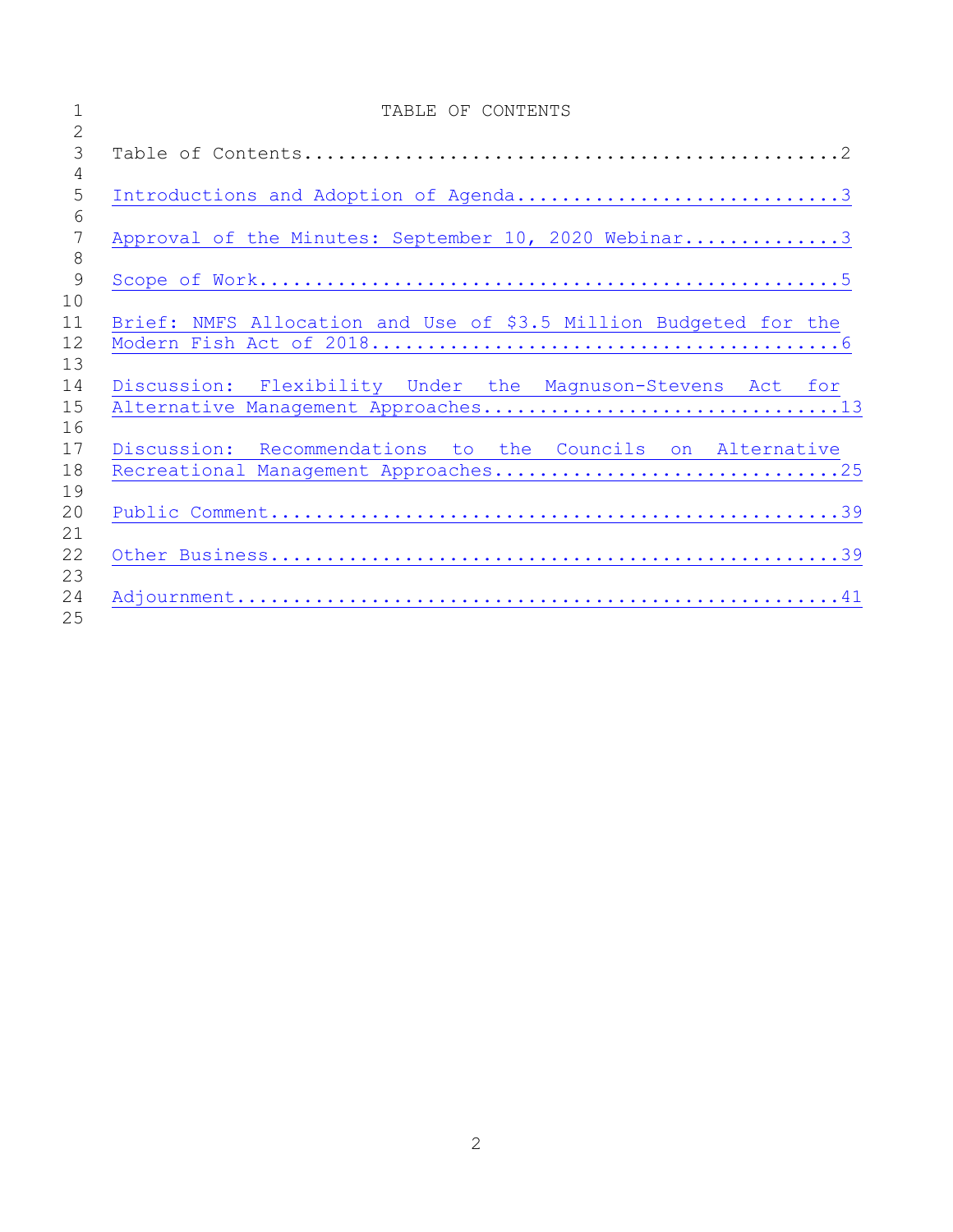# TABLE OF CONTENTS

Table of Contents....................................................2

Introductions and Adoption of Agenda.............................3

Approval of the Minutes: September 10, 2020 Webinar..............3

Scope of Work....................................................5

Brief: NMFS Allocation and Use of $3.5 Million Budgeted for the Modern Fish Act of 2018...........................................6

Discussion: Flexibility Under the Magnuson-Stevens Act for Alternative Management Approaches................................13

Discussion: Recommendations to the Councils on Alternative Recreational Management Approaches...............................25

Public Comment...................................................39

Other Business...................................................39

Adjournment......................................................41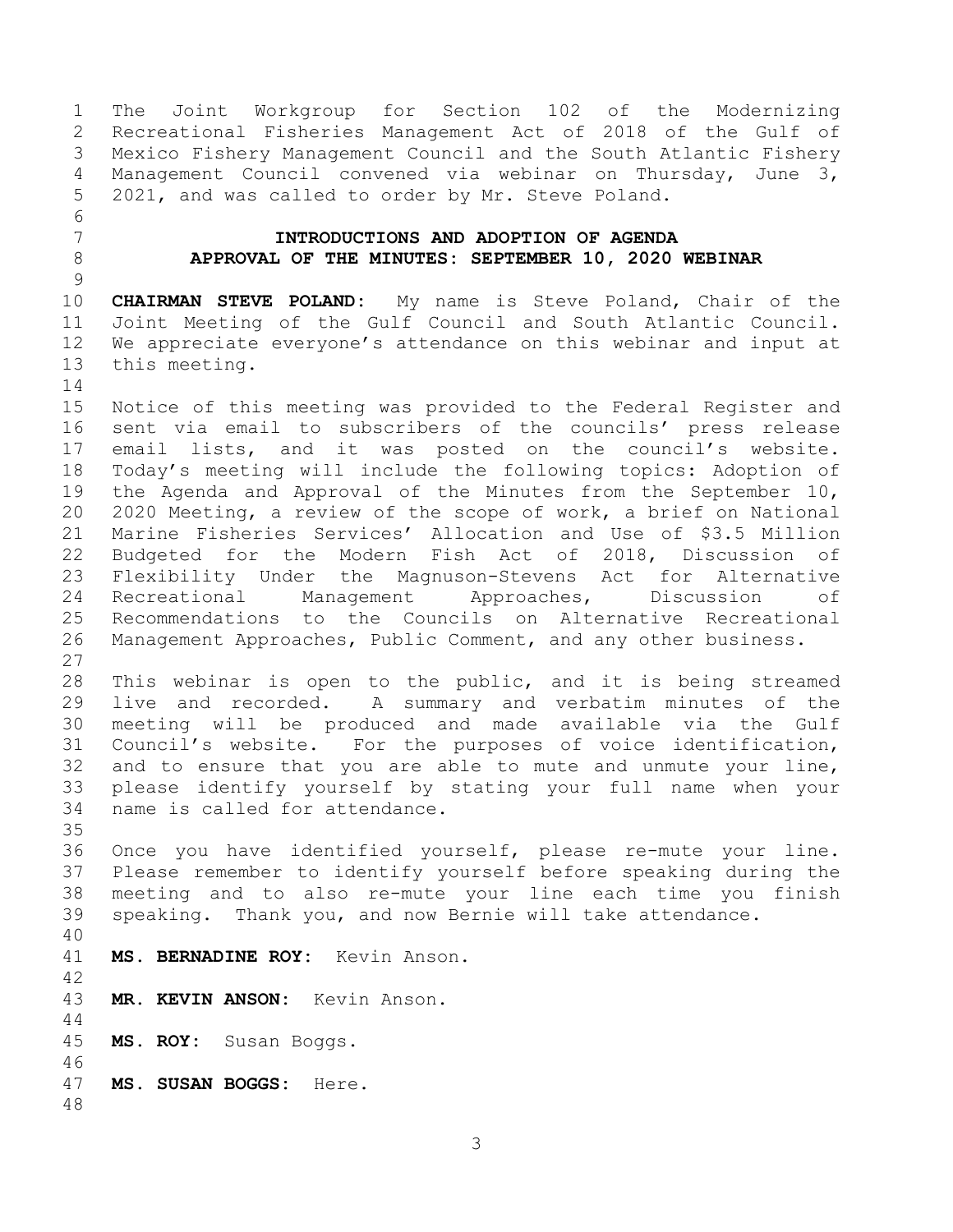The Joint Workgroup for Section 102 of the Modernizing Recreational Fisheries Management Act of 2018 of the Gulf of Mexico Fishery Management Council and the South Atlantic Fishery Management Council convened via webinar on Thursday, June 3, 2021, and was called to order by Mr. Steve Poland.

## INTRODUCTIONS AND ADOPTION OF AGENDA
## APPROVAL OF THE MINUTES: SEPTEMBER 10, 2020 WEBINAR

**CHAIRMAN STEVE POLAND:** My name is Steve Poland, Chair of the Joint Meeting of the Gulf Council and South Atlantic Council. We appreciate everyone's attendance on this webinar and input at this meeting.

Notice of this meeting was provided to the Federal Register and sent via email to subscribers of the councils' press release email lists, and it was posted on the council's website. Today's meeting will include the following topics: Adoption of the Agenda and Approval of the Minutes from the September 10, 2020 Meeting, a review of the scope of work, a brief on National Marine Fisheries Services' Allocation and Use of $3.5 Million Budgeted for the Modern Fish Act of 2018, Discussion of Flexibility Under the Magnuson-Stevens Act for Alternative Recreational Management Approaches, Discussion of Recommendations to the Councils on Alternative Recreational Management Approaches, Public Comment, and any other business.

This webinar is open to the public, and it is being streamed live and recorded. A summary and verbatim minutes of the meeting will be produced and made available via the Gulf Council's website. For the purposes of voice identification, and to ensure that you are able to mute and unmute your line, please identify yourself by stating your full name when your name is called for attendance.

Once you have identified yourself, please re-mute your line. Please remember to identify yourself before speaking during the meeting and to also re-mute your line each time you finish speaking. Thank you, and now Bernie will take attendance.

**MS. BERNADINE ROY:** Kevin Anson.

**MR. KEVIN ANSON:** Kevin Anson.

**MS. ROY:** Susan Boggs.

**MS. SUSAN BOGGS:** Here.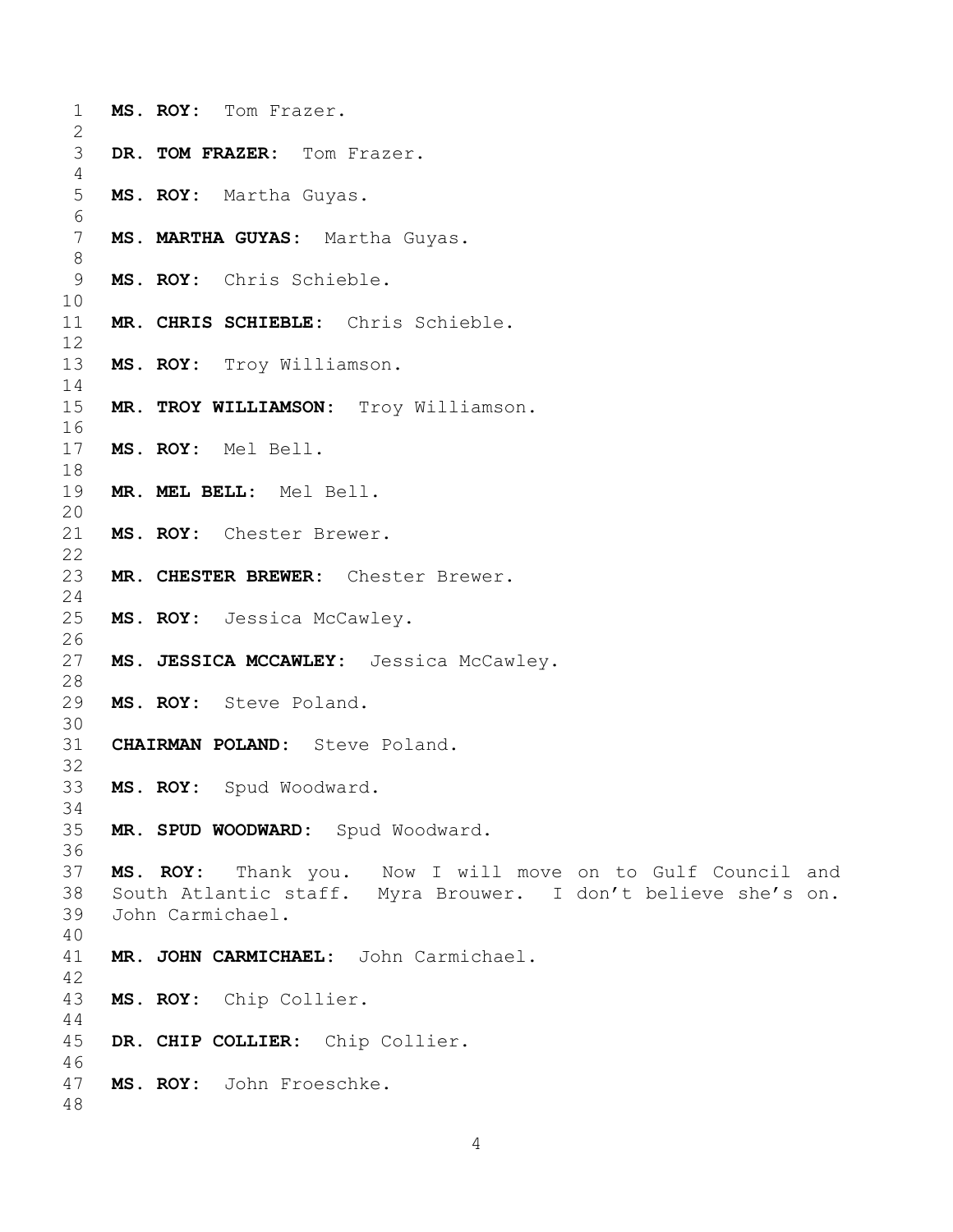**MS. ROY:** Tom Frazer.

**DR. TOM FRAZER:** Tom Frazer.

**MS. ROY:** Martha Guyas.

**MS. MARTHA GUYAS:** Martha Guyas.

**MS. ROY:** Chris Schieble.

**MR. CHRIS SCHIEBLE:** Chris Schieble.

**MS. ROY:** Troy Williamson.

**MR. TROY WILLIAMSON:** Troy Williamson.

**MS. ROY:** Mel Bell.

**MR. MEL BELL:** Mel Bell.

**MS. ROY:** Chester Brewer.

**MR. CHESTER BREWER:** Chester Brewer.

**MS. ROY:** Jessica McCawley.

**MS. JESSICA MCCAWLEY:** Jessica McCawley.

**MS. ROY:** Steve Poland.

**CHAIRMAN POLAND:** Steve Poland.

**MS. ROY:** Spud Woodward.

**MR. SPUD WOODWARD:** Spud Woodward.

**MS. ROY:** Thank you. Now I will move on to Gulf Council and South Atlantic staff. Myra Brouwer. I don't believe she's on. John Carmichael.

**MR. JOHN CARMICHAEL:** John Carmichael.

**MS. ROY:** Chip Collier.

**DR. CHIP COLLIER:** Chip Collier.

**MS. ROY:** John Froeschke.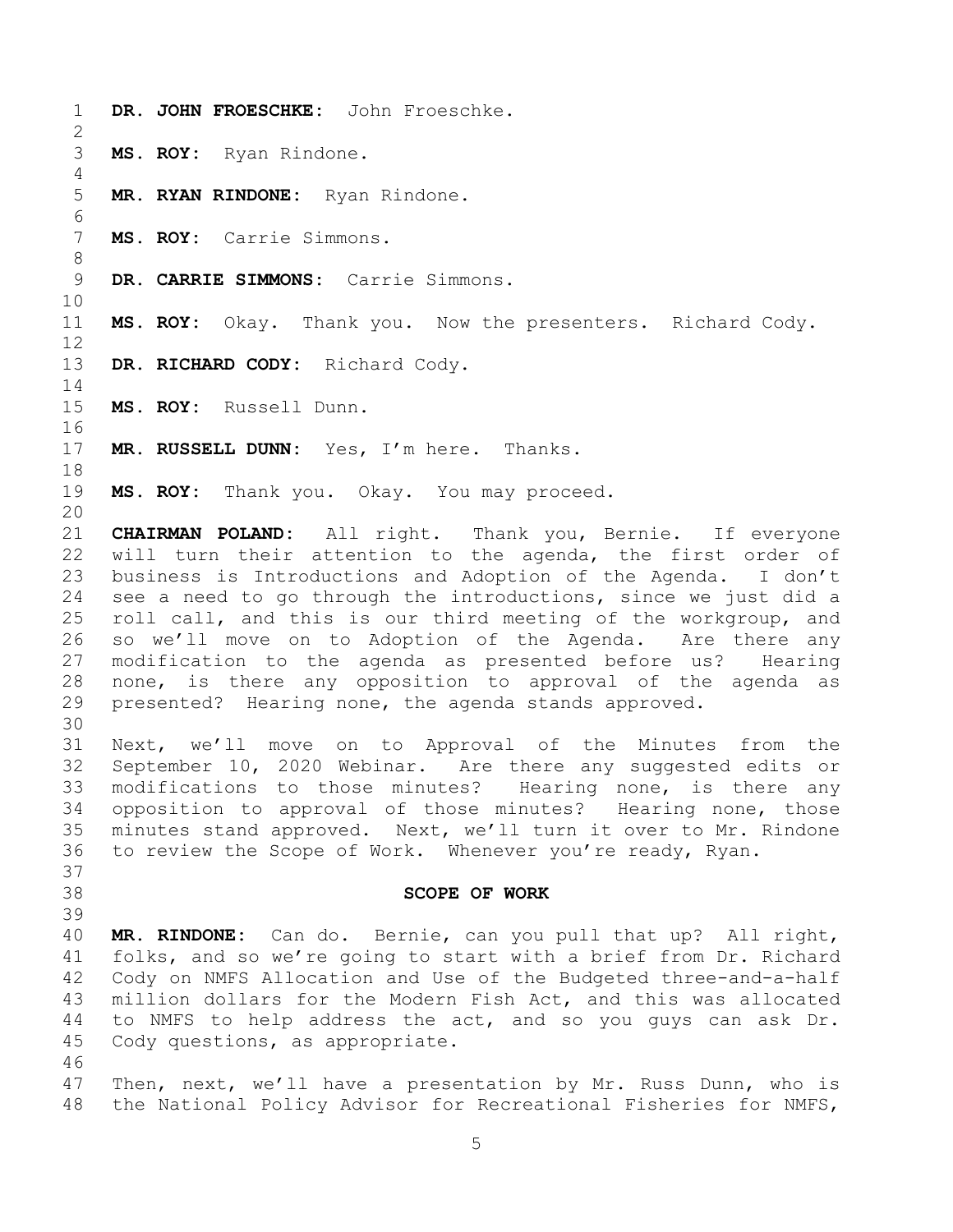**DR. JOHN FROESCHKE:** John Froeschke.

**MS. ROY:** Ryan Rindone.

**MR. RYAN RINDONE:** Ryan Rindone.

**MS. ROY:** Carrie Simmons.

**DR. CARRIE SIMMONS:** Carrie Simmons.

**MS. ROY:** Okay. Thank you. Now the presenters. Richard Cody.

**DR. RICHARD CODY:** Richard Cody.

**MS. ROY:** Russell Dunn.

**MR. RUSSELL DUNN:** Yes, I'm here. Thanks.

**MS. ROY:** Thank you. Okay. You may proceed.

**CHAIRMAN POLAND:** All right. Thank you, Bernie. If everyone will turn their attention to the agenda, the first order of business is Introductions and Adoption of the Agenda. I don't see a need to go through the introductions, since we just did a roll call, and this is our third meeting of the workgroup, and so we'll move on to Adoption of the Agenda. Are there any modification to the agenda as presented before us? Hearing none, is there any opposition to approval of the agenda as presented? Hearing none, the agenda stands approved.

Next, we'll move on to Approval of the Minutes from the September 10, 2020 Webinar. Are there any suggested edits or modifications to those minutes? Hearing none, is there any opposition to approval of those minutes? Hearing none, those minutes stand approved. Next, we'll turn it over to Mr. Rindone to review the Scope of Work. Whenever you're ready, Ryan.

## SCOPE OF WORK

**MR. RINDONE:** Can do. Bernie, can you pull that up? All right, folks, and so we're going to start with a brief from Dr. Richard Cody on NMFS Allocation and Use of the Budgeted three-and-a-half million dollars for the Modern Fish Act, and this was allocated to NMFS to help address the act, and so you guys can ask Dr. Cody questions, as appropriate.

Then, next, we'll have a presentation by Mr. Russ Dunn, who is the National Policy Advisor for Recreational Fisheries for NMFS,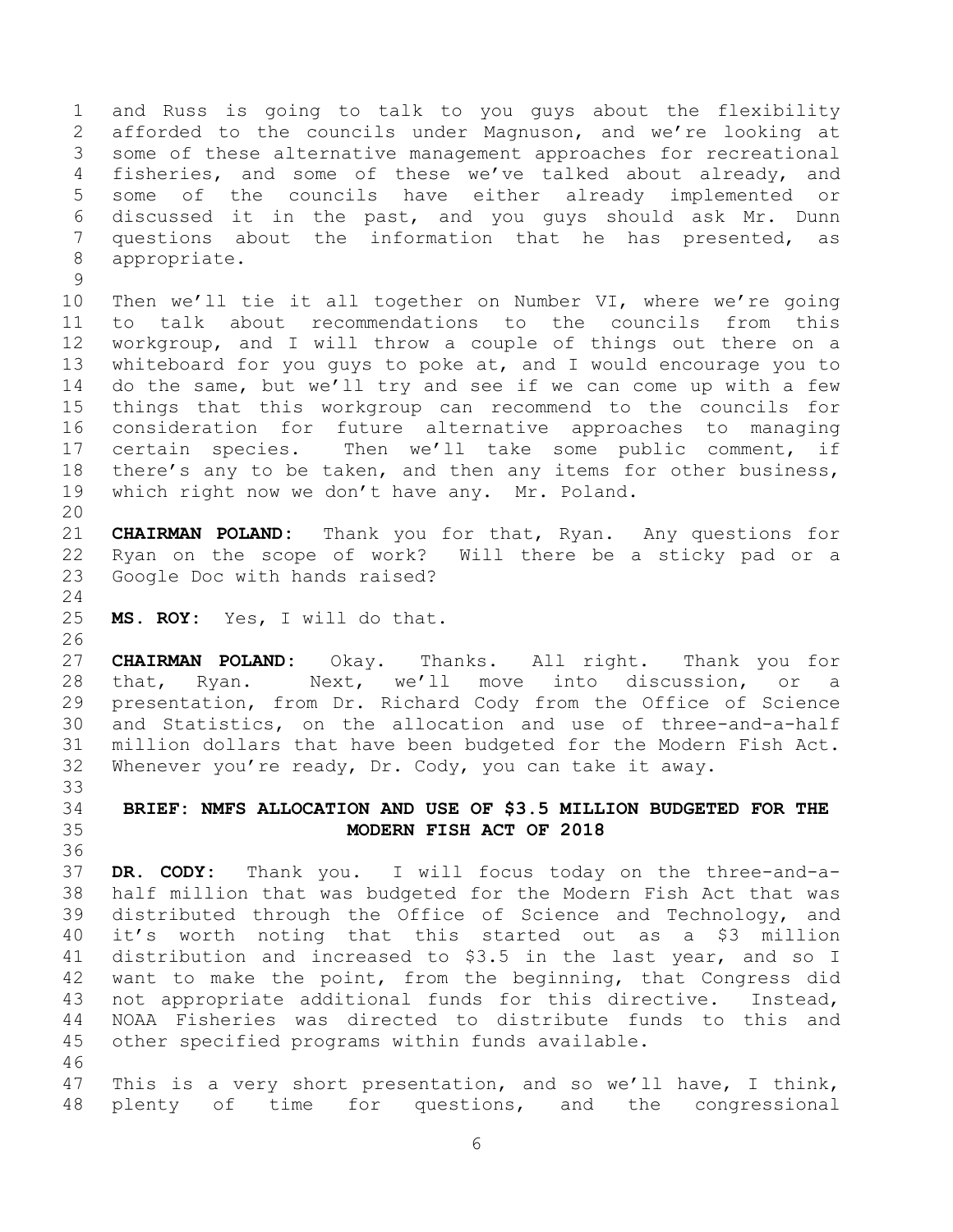and Russ is going to talk to you guys about the flexibility afforded to the councils under Magnuson, and we're looking at some of these alternative management approaches for recreational fisheries, and some of these we've talked about already, and some of the councils have either already implemented or discussed it in the past, and you guys should ask Mr. Dunn questions about the information that he has presented, as appropriate.

Then we'll tie it all together on Number VI, where we're going to talk about recommendations to the councils from this workgroup, and I will throw a couple of things out there on a whiteboard for you guys to poke at, and I would encourage you to do the same, but we'll try and see if we can come up with a few things that this workgroup can recommend to the councils for consideration for future alternative approaches to managing certain species. Then we'll take some public comment, if there's any to be taken, and then any items for other business, which right now we don't have any. Mr. Poland.

**CHAIRMAN POLAND:** Thank you for that, Ryan. Any questions for Ryan on the scope of work? Will there be a sticky pad or a Google Doc with hands raised?

**MS. ROY:** Yes, I will do that.

**CHAIRMAN POLAND:** Okay. Thanks. All right. Thank you for that, Ryan. Next, we'll move into discussion, or a presentation, from Dr. Richard Cody from the Office of Science and Statistics, on the allocation and use of three-and-a-half million dollars that have been budgeted for the Modern Fish Act. Whenever you're ready, Dr. Cody, you can take it away.

## BRIEF: NMFS ALLOCATION AND USE OF $3.5 MILLION BUDGETED FOR THE MODERN FISH ACT OF 2018

**DR. CODY:** Thank you. I will focus today on the three-and-a-half million that was budgeted for the Modern Fish Act that was distributed through the Office of Science and Technology, and it's worth noting that this started out as a $3 million distribution and increased to $3.5 in the last year, and so I want to make the point, from the beginning, that Congress did not appropriate additional funds for this directive. Instead, NOAA Fisheries was directed to distribute funds to this and other specified programs within funds available.

This is a very short presentation, and so we'll have, I think, plenty of time for questions, and the congressional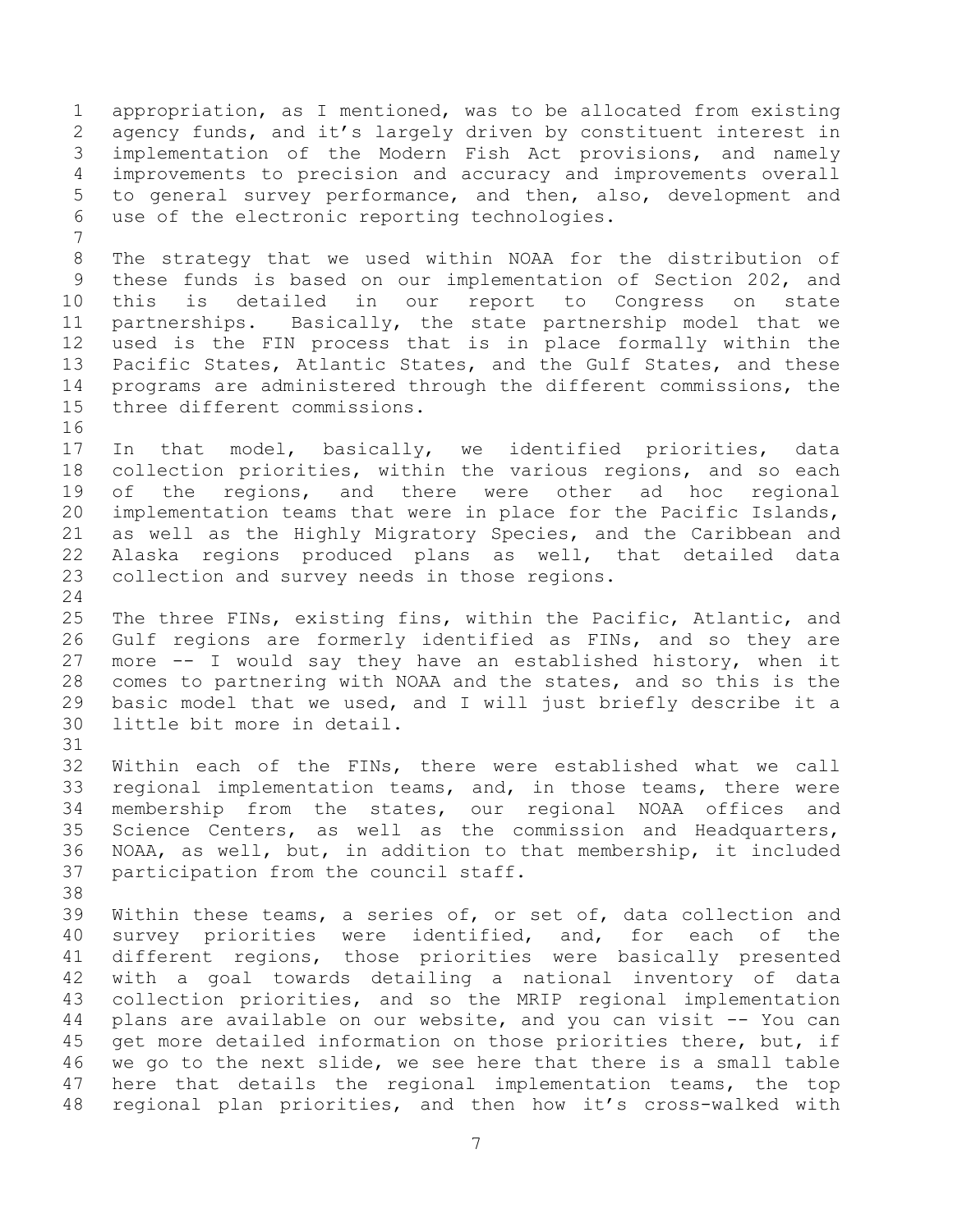appropriation, as I mentioned, was to be allocated from existing agency funds, and it's largely driven by constituent interest in implementation of the Modern Fish Act provisions, and namely improvements to precision and accuracy and improvements overall to general survey performance, and then, also, development and use of the electronic reporting technologies.

The strategy that we used within NOAA for the distribution of these funds is based on our implementation of Section 202, and this is detailed in our report to Congress on state partnerships. Basically, the state partnership model that we used is the FIN process that is in place formally within the Pacific States, Atlantic States, and the Gulf States, and these programs are administered through the different commissions, the three different commissions.

In that model, basically, we identified priorities, data collection priorities, within the various regions, and so each of the regions, and there were other ad hoc regional implementation teams that were in place for the Pacific Islands, as well as the Highly Migratory Species, and the Caribbean and Alaska regions produced plans as well, that detailed data collection and survey needs in those regions.

The three FINs, existing fins, within the Pacific, Atlantic, and Gulf regions are formerly identified as FINs, and so they are more -- I would say they have an established history, when it comes to partnering with NOAA and the states, and so this is the basic model that we used, and I will just briefly describe it a little bit more in detail.

Within each of the FINs, there were established what we call regional implementation teams, and, in those teams, there were membership from the states, our regional NOAA offices and Science Centers, as well as the commission and Headquarters, NOAA, as well, but, in addition to that membership, it included participation from the council staff.

Within these teams, a series of, or set of, data collection and survey priorities were identified, and, for each of the different regions, those priorities were basically presented with a goal towards detailing a national inventory of data collection priorities, and so the MRIP regional implementation plans are available on our website, and you can visit -- You can get more detailed information on those priorities there, but, if we go to the next slide, we see here that there is a small table here that details the regional implementation teams, the top regional plan priorities, and then how it's cross-walked with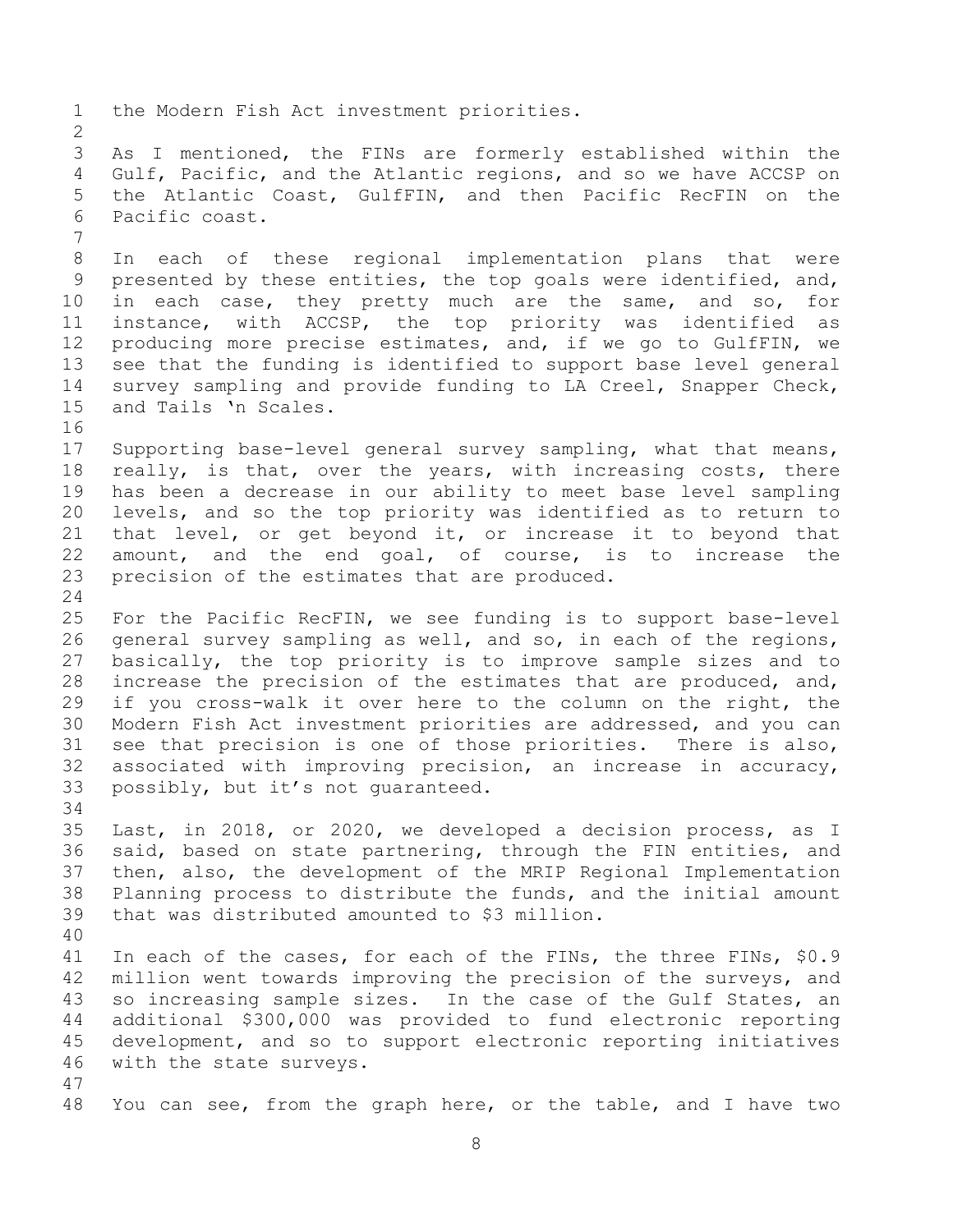the Modern Fish Act investment priorities.

As I mentioned, the FINs are formerly established within the Gulf, Pacific, and the Atlantic regions, and so we have ACCSP on the Atlantic Coast, GulfFIN, and then Pacific RecFIN on the Pacific coast.

In each of these regional implementation plans that were presented by these entities, the top goals were identified, and, in each case, they pretty much are the same, and so, for instance, with ACCSP, the top priority was identified as producing more precise estimates, and, if we go to GulfFIN, we see that the funding is identified to support base level general survey sampling and provide funding to LA Creel, Snapper Check, and Tails 'n Scales.

Supporting base-level general survey sampling, what that means, really, is that, over the years, with increasing costs, there has been a decrease in our ability to meet base level sampling levels, and so the top priority was identified as to return to that level, or get beyond it, or increase it to beyond that amount, and the end goal, of course, is to increase the precision of the estimates that are produced.

For the Pacific RecFIN, we see funding is to support base-level general survey sampling as well, and so, in each of the regions, basically, the top priority is to improve sample sizes and to increase the precision of the estimates that are produced, and, if you cross-walk it over here to the column on the right, the Modern Fish Act investment priorities are addressed, and you can see that precision is one of those priorities. There is also, associated with improving precision, an increase in accuracy, possibly, but it's not guaranteed.

Last, in 2018, or 2020, we developed a decision process, as I said, based on state partnering, through the FIN entities, and then, also, the development of the MRIP Regional Implementation Planning process to distribute the funds, and the initial amount that was distributed amounted to $3 million.

In each of the cases, for each of the FINs, the three FINs, $0.9 million went towards improving the precision of the surveys, and so increasing sample sizes. In the case of the Gulf States, an additional $300,000 was provided to fund electronic reporting development, and so to support electronic reporting initiatives with the state surveys.

You can see, from the graph here, or the table, and I have two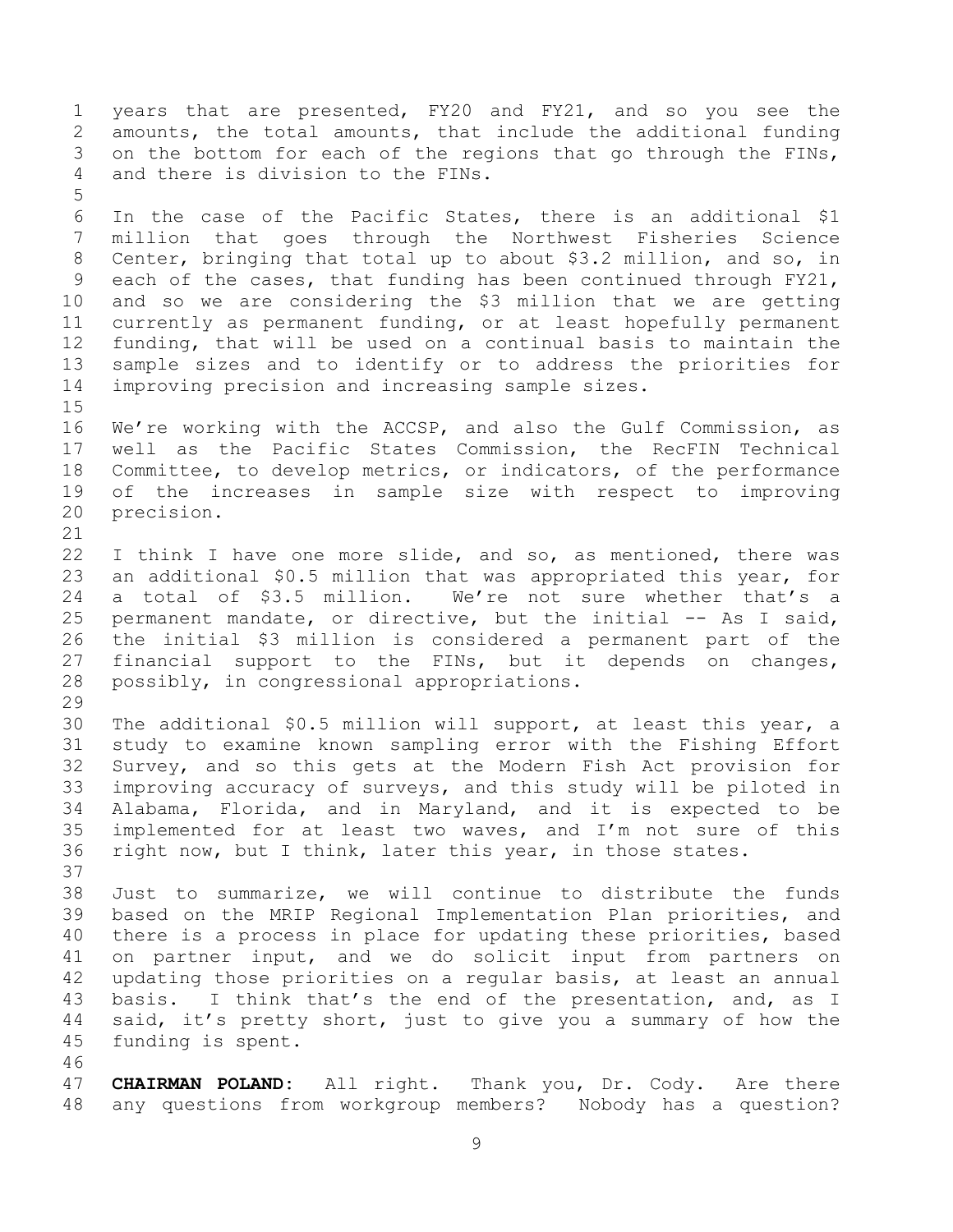years that are presented, FY20 and FY21, and so you see the amounts, the total amounts, that include the additional funding on the bottom for each of the regions that go through the FINs, and there is division to the FINs.

In the case of the Pacific States, there is an additional $1 million that goes through the Northwest Fisheries Science Center, bringing that total up to about $3.2 million, and so, in each of the cases, that funding has been continued through FY21, and so we are considering the $3 million that we are getting currently as permanent funding, or at least hopefully permanent funding, that will be used on a continual basis to maintain the sample sizes and to identify or to address the priorities for improving precision and increasing sample sizes.

We're working with the ACCSP, and also the Gulf Commission, as well as the Pacific States Commission, the RecFIN Technical Committee, to develop metrics, or indicators, of the performance of the increases in sample size with respect to improving precision.

I think I have one more slide, and so, as mentioned, there was an additional $0.5 million that was appropriated this year, for a total of $3.5 million. We're not sure whether that's a permanent mandate, or directive, but the initial -- As I said, the initial $3 million is considered a permanent part of the financial support to the FINs, but it depends on changes, possibly, in congressional appropriations.

The additional $0.5 million will support, at least this year, a study to examine known sampling error with the Fishing Effort Survey, and so this gets at the Modern Fish Act provision for improving accuracy of surveys, and this study will be piloted in Alabama, Florida, and in Maryland, and it is expected to be implemented for at least two waves, and I'm not sure of this right now, but I think, later this year, in those states.

Just to summarize, we will continue to distribute the funds based on the MRIP Regional Implementation Plan priorities, and there is a process in place for updating these priorities, based on partner input, and we do solicit input from partners on updating those priorities on a regular basis, at least an annual basis. I think that's the end of the presentation, and, as I said, it's pretty short, just to give you a summary of how the funding is spent.

**CHAIRMAN POLAND:** All right. Thank you, Dr. Cody. Are there any questions from workgroup members? Nobody has a question?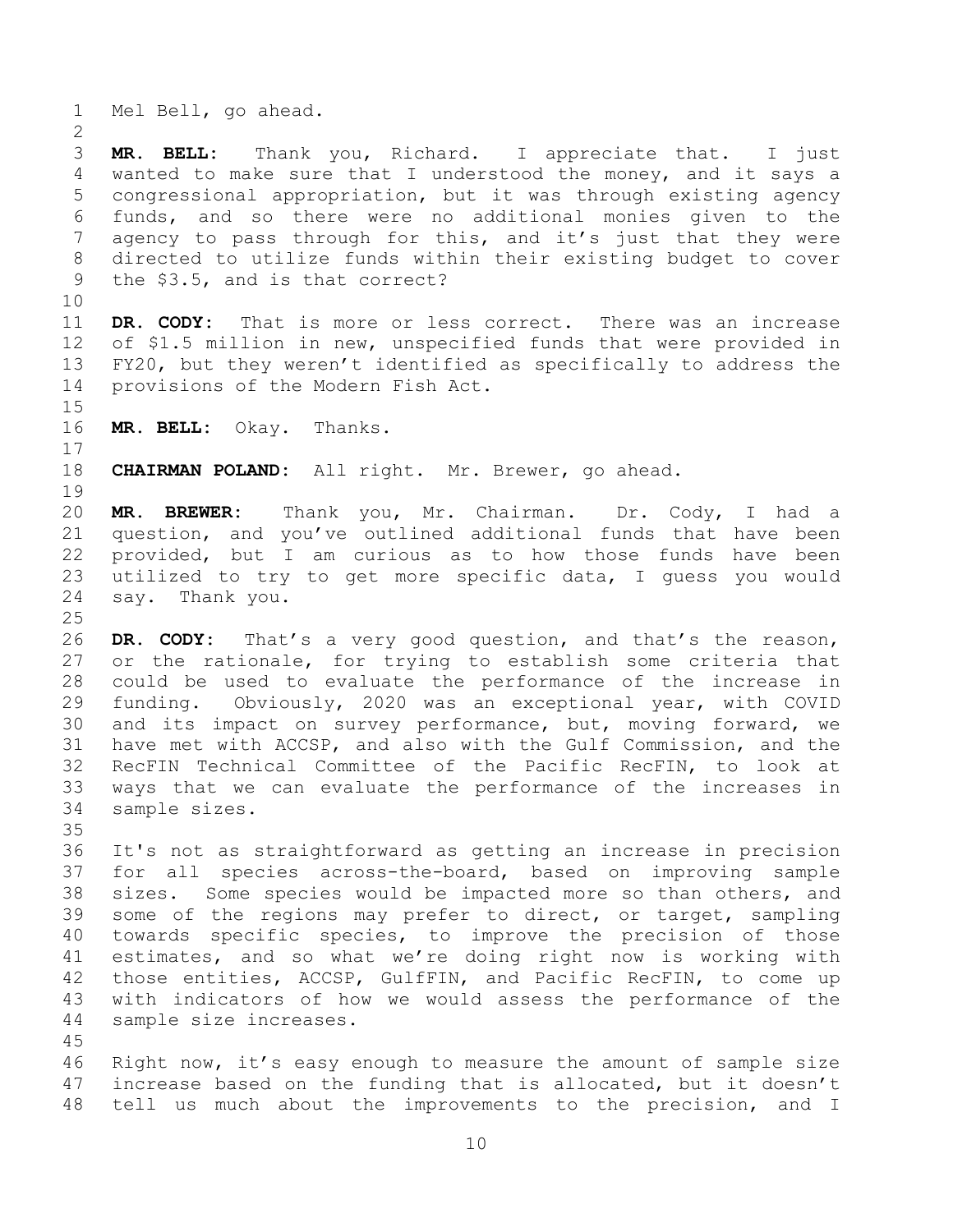Mel Bell, go ahead.

**MR. BELL:** Thank you, Richard. I appreciate that. I just wanted to make sure that I understood the money, and it says a congressional appropriation, but it was through existing agency funds, and so there were no additional monies given to the agency to pass through for this, and it's just that they were directed to utilize funds within their existing budget to cover the $3.5, and is that correct?

**DR. CODY:** That is more or less correct. There was an increase of $1.5 million in new, unspecified funds that were provided in FY20, but they weren't identified as specifically to address the provisions of the Modern Fish Act.

**MR. BELL:** Okay. Thanks.

**CHAIRMAN POLAND:** All right. Mr. Brewer, go ahead.

**MR. BREWER:** Thank you, Mr. Chairman. Dr. Cody, I had a question, and you've outlined additional funds that have been provided, but I am curious as to how those funds have been utilized to try to get more specific data, I guess you would say. Thank you.

**DR. CODY:** That's a very good question, and that's the reason, or the rationale, for trying to establish some criteria that could be used to evaluate the performance of the increase in funding. Obviously, 2020 was an exceptional year, with COVID and its impact on survey performance, but, moving forward, we have met with ACCSP, and also with the Gulf Commission, and the RecFIN Technical Committee of the Pacific RecFIN, to look at ways that we can evaluate the performance of the increases in sample sizes.

It's not as straightforward as getting an increase in precision for all species across-the-board, based on improving sample sizes. Some species would be impacted more so than others, and some of the regions may prefer to direct, or target, sampling towards specific species, to improve the precision of those estimates, and so what we're doing right now is working with those entities, ACCSP, GulfFIN, and Pacific RecFIN, to come up with indicators of how we would assess the performance of the sample size increases.

Right now, it's easy enough to measure the amount of sample size increase based on the funding that is allocated, but it doesn't tell us much about the improvements to the precision, and I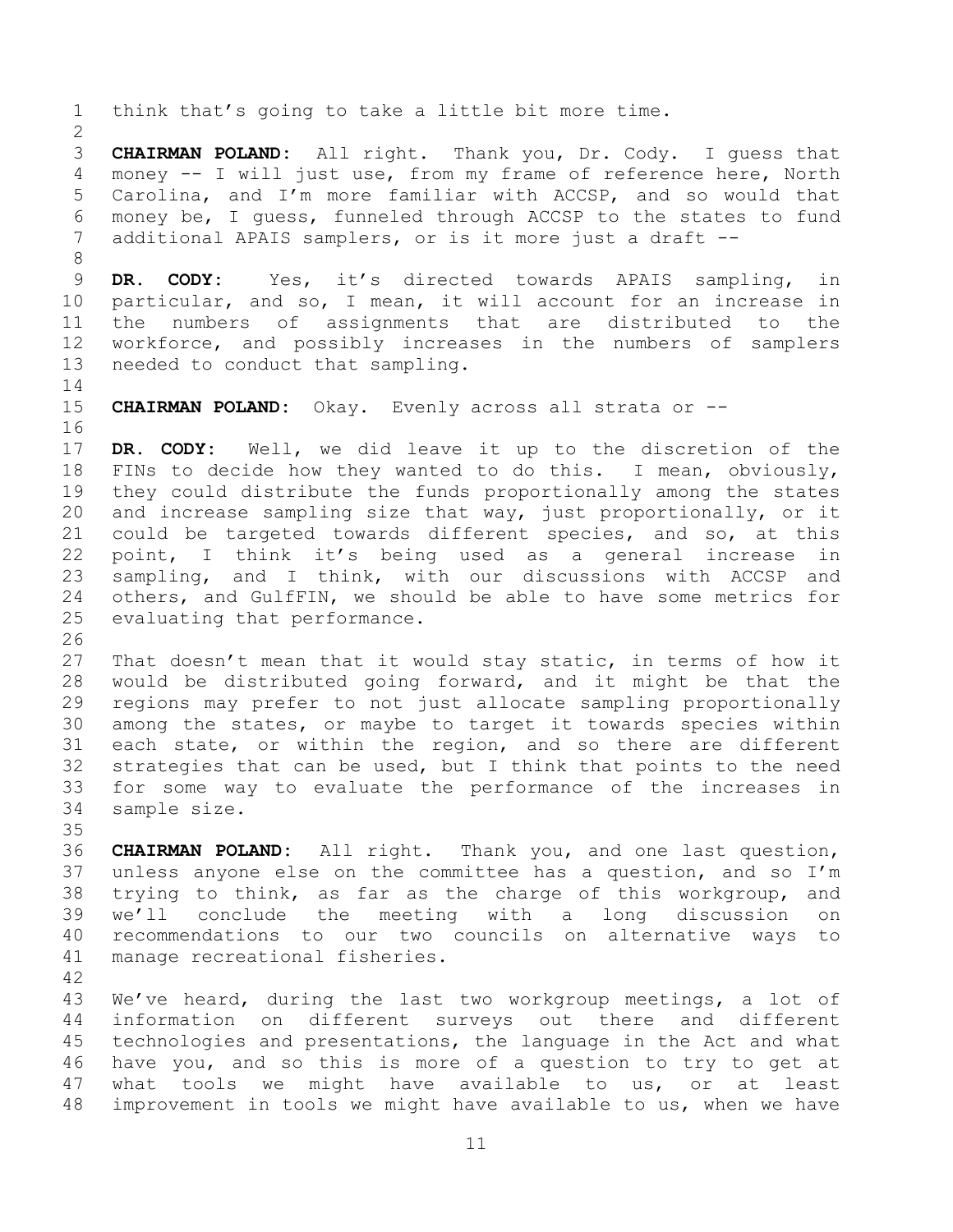think that's going to take a little bit more time.

**CHAIRMAN POLAND:** All right. Thank you, Dr. Cody. I guess that money -- I will just use, from my frame of reference here, North Carolina, and I'm more familiar with ACCSP, and so would that money be, I guess, funneled through ACCSP to the states to fund additional APAIS samplers, or is it more just a draft --

**DR. CODY:** Yes, it's directed towards APAIS sampling, in particular, and so, I mean, it will account for an increase in the numbers of assignments that are distributed to the workforce, and possibly increases in the numbers of samplers needed to conduct that sampling.

**CHAIRMAN POLAND:** Okay. Evenly across all strata or --

**DR. CODY:** Well, we did leave it up to the discretion of the FINs to decide how they wanted to do this. I mean, obviously, they could distribute the funds proportionally among the states and increase sampling size that way, just proportionally, or it could be targeted towards different species, and so, at this point, I think it's being used as a general increase in sampling, and I think, with our discussions with ACCSP and others, and GulfFIN, we should be able to have some metrics for evaluating that performance.

That doesn't mean that it would stay static, in terms of how it would be distributed going forward, and it might be that the regions may prefer to not just allocate sampling proportionally among the states, or maybe to target it towards species within each state, or within the region, and so there are different strategies that can be used, but I think that points to the need for some way to evaluate the performance of the increases in sample size.

**CHAIRMAN POLAND:** All right. Thank you, and one last question, unless anyone else on the committee has a question, and so I'm trying to think, as far as the charge of this workgroup, and we'll conclude the meeting with a long discussion on recommendations to our two councils on alternative ways to manage recreational fisheries.

We've heard, during the last two workgroup meetings, a lot of information on different surveys out there and different technologies and presentations, the language in the Act and what have you, and so this is more of a question to try to get at what tools we might have available to us, or at least improvement in tools we might have available to us, when we have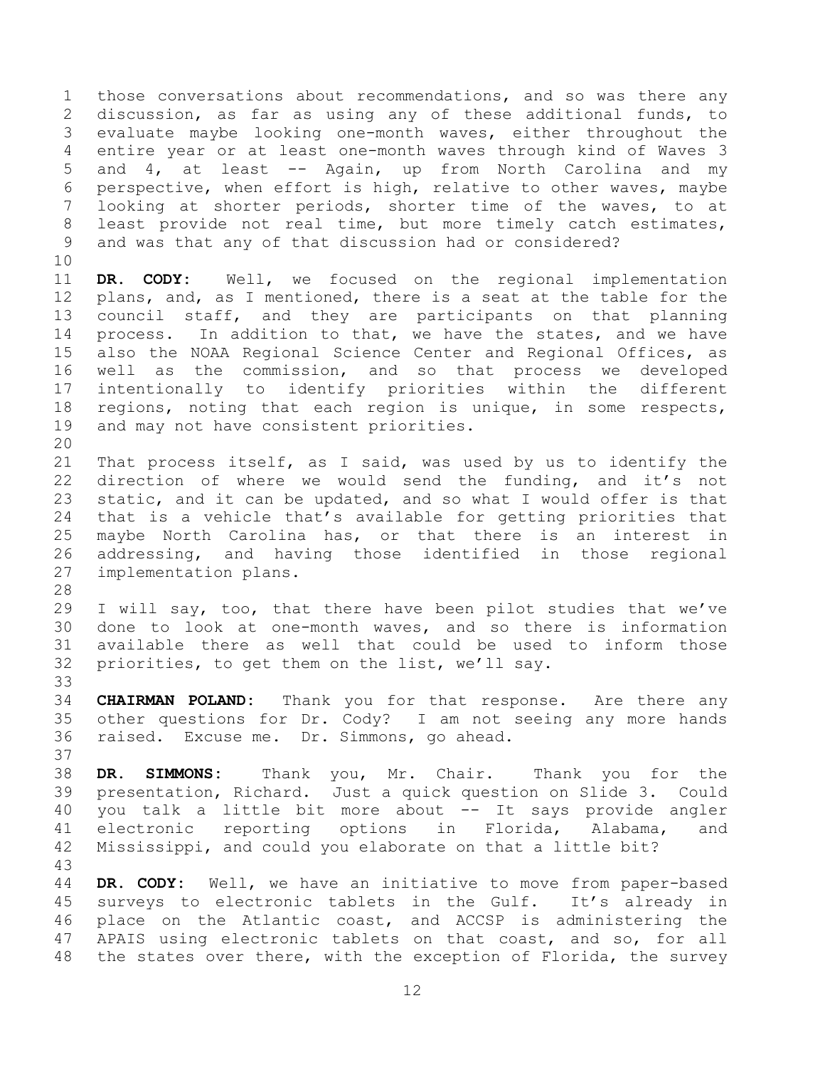those conversations about recommendations, and so was there any discussion, as far as using any of these additional funds, to evaluate maybe looking one-month waves, either throughout the entire year or at least one-month waves through kind of Waves 3 and 4, at least -- Again, up from North Carolina and my perspective, when effort is high, relative to other waves, maybe looking at shorter periods, shorter time of the waves, to at least provide not real time, but more timely catch estimates, and was that any of that discussion had or considered?

**DR. CODY:** Well, we focused on the regional implementation plans, and, as I mentioned, there is a seat at the table for the council staff, and they are participants on that planning process. In addition to that, we have the states, and we have also the NOAA Regional Science Center and Regional Offices, as well as the commission, and so that process we developed intentionally to identify priorities within the different regions, noting that each region is unique, in some respects, and may not have consistent priorities.

That process itself, as I said, was used by us to identify the direction of where we would send the funding, and it's not static, and it can be updated, and so what I would offer is that that is a vehicle that's available for getting priorities that maybe North Carolina has, or that there is an interest in addressing, and having those identified in those regional implementation plans.

I will say, too, that there have been pilot studies that we've done to look at one-month waves, and so there is information available there as well that could be used to inform those priorities, to get them on the list, we'll say.

**CHAIRMAN POLAND:** Thank you for that response. Are there any other questions for Dr. Cody? I am not seeing any more hands raised. Excuse me. Dr. Simmons, go ahead.

**DR. SIMMONS:** Thank you, Mr. Chair. Thank you for the presentation, Richard. Just a quick question on Slide 3. Could you talk a little bit more about -- It says provide angler electronic reporting options in Florida, Alabama, and Mississippi, and could you elaborate on that a little bit?

**DR. CODY:** Well, we have an initiative to move from paper-based surveys to electronic tablets in the Gulf. It's already in place on the Atlantic coast, and ACCSP is administering the APAIS using electronic tablets on that coast, and so, for all the states over there, with the exception of Florida, the survey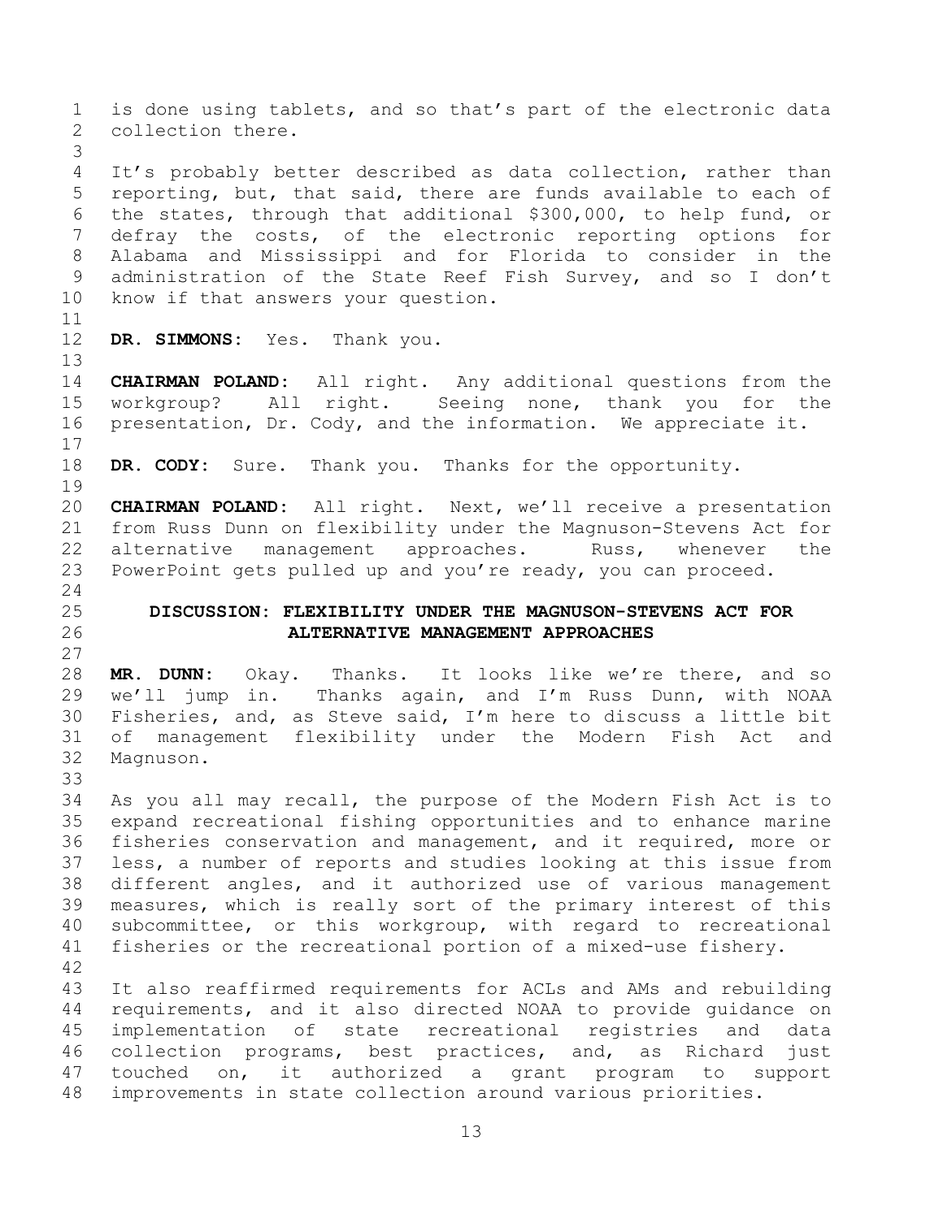is done using tablets, and so that's part of the electronic data collection there.

It's probably better described as data collection, rather than reporting, but, that said, there are funds available to each of the states, through that additional $300,000, to help fund, or defray the costs, of the electronic reporting options for Alabama and Mississippi and for Florida to consider in the administration of the State Reef Fish Survey, and so I don't know if that answers your question.

**DR. SIMMONS:** Yes. Thank you.

**CHAIRMAN POLAND:** All right. Any additional questions from the workgroup? All right. Seeing none, thank you for the presentation, Dr. Cody, and the information. We appreciate it.

**DR. CODY:** Sure. Thank you. Thanks for the opportunity.

**CHAIRMAN POLAND:** All right. Next, we'll receive a presentation from Russ Dunn on flexibility under the Magnuson-Stevens Act for alternative management approaches. Russ, whenever the PowerPoint gets pulled up and you're ready, you can proceed.

## DISCUSSION: FLEXIBILITY UNDER THE MAGNUSON-STEVENS ACT FOR ALTERNATIVE MANAGEMENT APPROACHES

**MR. DUNN:** Okay. Thanks. It looks like we're there, and so we'll jump in. Thanks again, and I'm Russ Dunn, with NOAA Fisheries, and, as Steve said, I'm here to discuss a little bit of management flexibility under the Modern Fish Act and Magnuson.

As you all may recall, the purpose of the Modern Fish Act is to expand recreational fishing opportunities and to enhance marine fisheries conservation and management, and it required, more or less, a number of reports and studies looking at this issue from different angles, and it authorized use of various management measures, which is really sort of the primary interest of this subcommittee, or this workgroup, with regard to recreational fisheries or the recreational portion of a mixed-use fishery.

It also reaffirmed requirements for ACLs and AMs and rebuilding requirements, and it also directed NOAA to provide guidance on implementation of state recreational registries and data collection programs, best practices, and, as Richard just touched on, it authorized a grant program to support improvements in state collection around various priorities.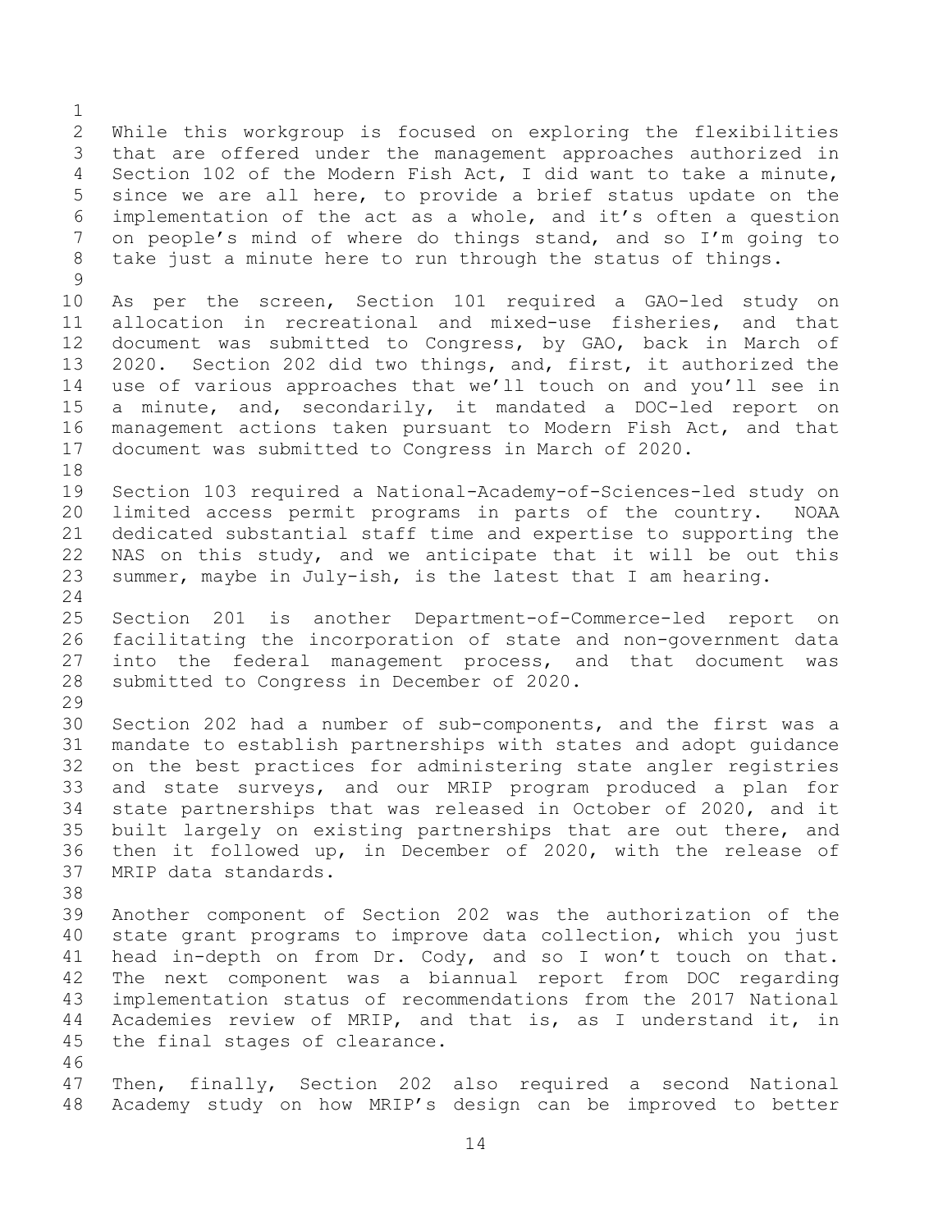While this workgroup is focused on exploring the flexibilities that are offered under the management approaches authorized in Section 102 of the Modern Fish Act, I did want to take a minute, since we are all here, to provide a brief status update on the implementation of the act as a whole, and it's often a question on people's mind of where do things stand, and so I'm going to take just a minute here to run through the status of things.

As per the screen, Section 101 required a GAO-led study on allocation in recreational and mixed-use fisheries, and that document was submitted to Congress, by GAO, back in March of 2020. Section 202 did two things, and, first, it authorized the use of various approaches that we'll touch on and you'll see in a minute, and, secondarily, it mandated a DOC-led report on management actions taken pursuant to Modern Fish Act, and that document was submitted to Congress in March of 2020.

Section 103 required a National-Academy-of-Sciences-led study on limited access permit programs in parts of the country. NOAA dedicated substantial staff time and expertise to supporting the NAS on this study, and we anticipate that it will be out this summer, maybe in July-ish, is the latest that I am hearing.

Section 201 is another Department-of-Commerce-led report on facilitating the incorporation of state and non-government data into the federal management process, and that document was submitted to Congress in December of 2020.

Section 202 had a number of sub-components, and the first was a mandate to establish partnerships with states and adopt guidance on the best practices for administering state angler registries and state surveys, and our MRIP program produced a plan for state partnerships that was released in October of 2020, and it built largely on existing partnerships that are out there, and then it followed up, in December of 2020, with the release of MRIP data standards.

Another component of Section 202 was the authorization of the state grant programs to improve data collection, which you just head in-depth on from Dr. Cody, and so I won't touch on that. The next component was a biannual report from DOC regarding implementation status of recommendations from the 2017 National Academies review of MRIP, and that is, as I understand it, in the final stages of clearance.

Then, finally, Section 202 also required a second National Academy study on how MRIP's design can be improved to better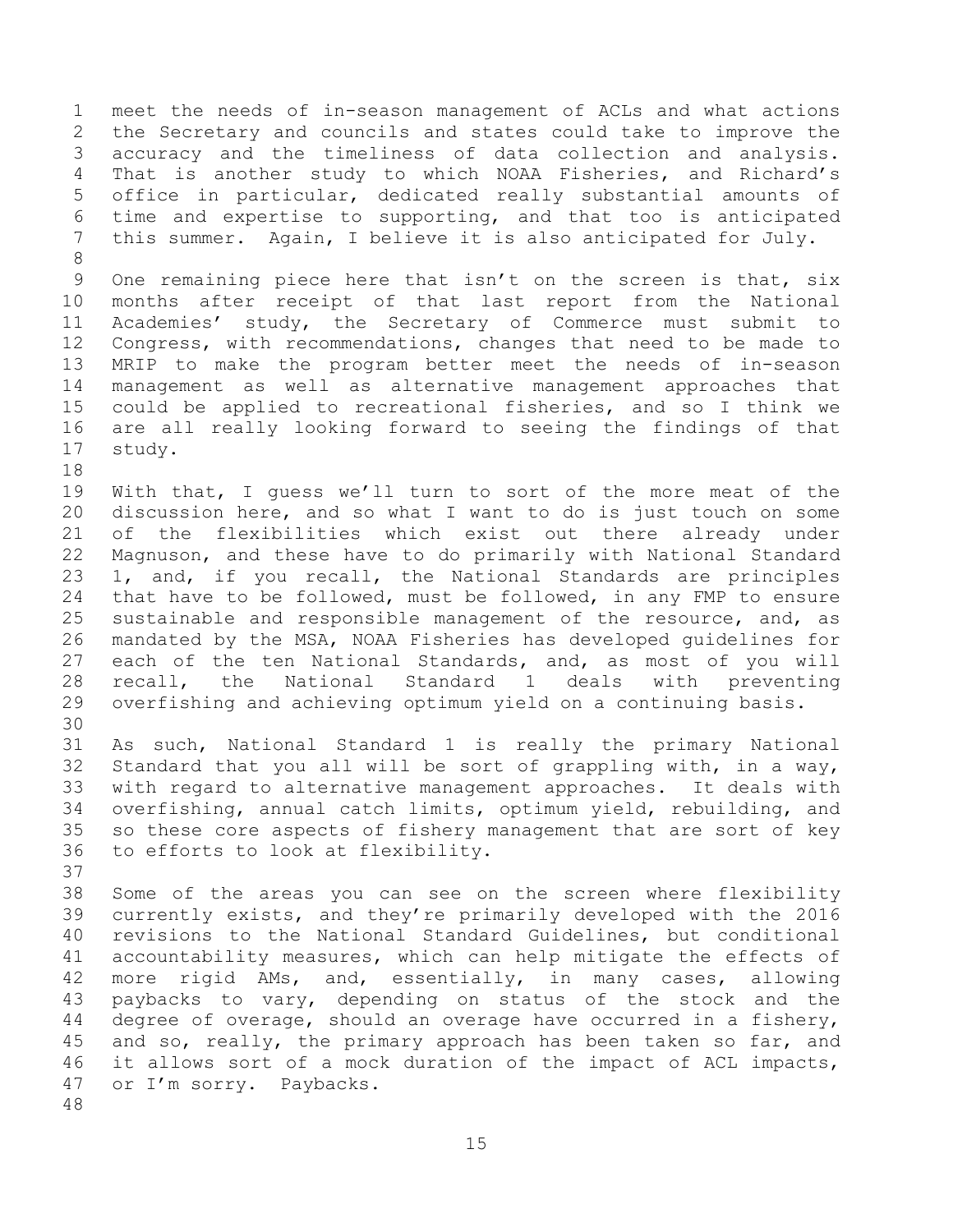meet the needs of in-season management of ACLs and what actions the Secretary and councils and states could take to improve the accuracy and the timeliness of data collection and analysis. That is another study to which NOAA Fisheries, and Richard's office in particular, dedicated really substantial amounts of time and expertise to supporting, and that too is anticipated this summer. Again, I believe it is also anticipated for July.

One remaining piece here that isn't on the screen is that, six months after receipt of that last report from the National Academies' study, the Secretary of Commerce must submit to Congress, with recommendations, changes that need to be made to MRIP to make the program better meet the needs of in-season management as well as alternative management approaches that could be applied to recreational fisheries, and so I think we are all really looking forward to seeing the findings of that study.

With that, I guess we'll turn to sort of the more meat of the discussion here, and so what I want to do is just touch on some of the flexibilities which exist out there already under Magnuson, and these have to do primarily with National Standard 1, and, if you recall, the National Standards are principles that have to be followed, must be followed, in any FMP to ensure sustainable and responsible management of the resource, and, as mandated by the MSA, NOAA Fisheries has developed guidelines for each of the ten National Standards, and, as most of you will recall, the National Standard 1 deals with preventing overfishing and achieving optimum yield on a continuing basis.

As such, National Standard 1 is really the primary National Standard that you all will be sort of grappling with, in a way, with regard to alternative management approaches. It deals with overfishing, annual catch limits, optimum yield, rebuilding, and so these core aspects of fishery management that are sort of key to efforts to look at flexibility.

Some of the areas you can see on the screen where flexibility currently exists, and they're primarily developed with the 2016 revisions to the National Standard Guidelines, but conditional accountability measures, which can help mitigate the effects of more rigid AMs, and, essentially, in many cases, allowing paybacks to vary, depending on status of the stock and the degree of overage, should an overage have occurred in a fishery, and so, really, the primary approach has been taken so far, and it allows sort of a mock duration of the impact of ACL impacts, or I'm sorry. Paybacks.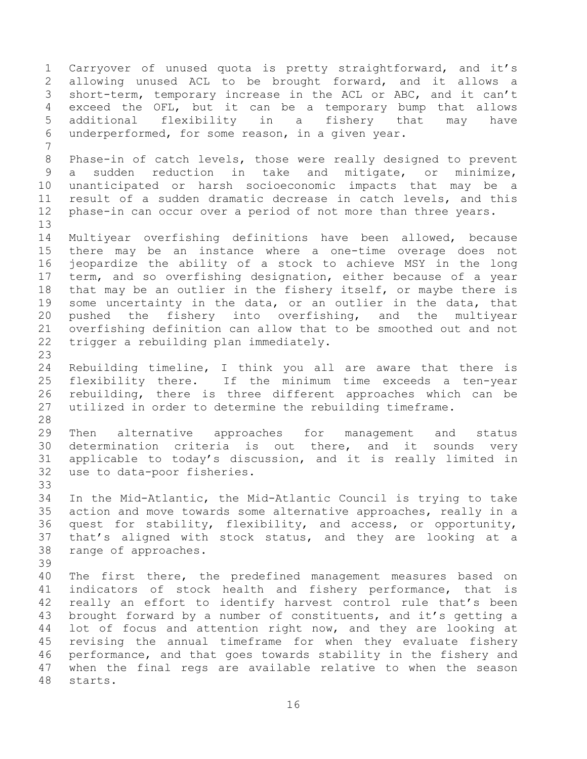Carryover of unused quota is pretty straightforward, and it's allowing unused ACL to be brought forward, and it allows a short-term, temporary increase in the ACL or ABC, and it can't exceed the OFL, but it can be a temporary bump that allows additional flexibility in a fishery that may have underperformed, for some reason, in a given year.

Phase-in of catch levels, those were really designed to prevent a sudden reduction in take and mitigate, or minimize, unanticipated or harsh socioeconomic impacts that may be a result of a sudden dramatic decrease in catch levels, and this phase-in can occur over a period of not more than three years.

Multiyear overfishing definitions have been allowed, because there may be an instance where a one-time overage does not jeopardize the ability of a stock to achieve MSY in the long term, and so overfishing designation, either because of a year that may be an outlier in the fishery itself, or maybe there is some uncertainty in the data, or an outlier in the data, that pushed the fishery into overfishing, and the multiyear overfishing definition can allow that to be smoothed out and not trigger a rebuilding plan immediately.

Rebuilding timeline, I think you all are aware that there is flexibility there. If the minimum time exceeds a ten-year rebuilding, there is three different approaches which can be utilized in order to determine the rebuilding timeframe.

Then alternative approaches for management and status determination criteria is out there, and it sounds very applicable to today's discussion, and it is really limited in use to data-poor fisheries.

In the Mid-Atlantic, the Mid-Atlantic Council is trying to take action and move towards some alternative approaches, really in a quest for stability, flexibility, and access, or opportunity, that's aligned with stock status, and they are looking at a range of approaches.

The first there, the predefined management measures based on indicators of stock health and fishery performance, that is really an effort to identify harvest control rule that's been brought forward by a number of constituents, and it's getting a lot of focus and attention right now, and they are looking at revising the annual timeframe for when they evaluate fishery performance, and that goes towards stability in the fishery and when the final regs are available relative to when the season starts.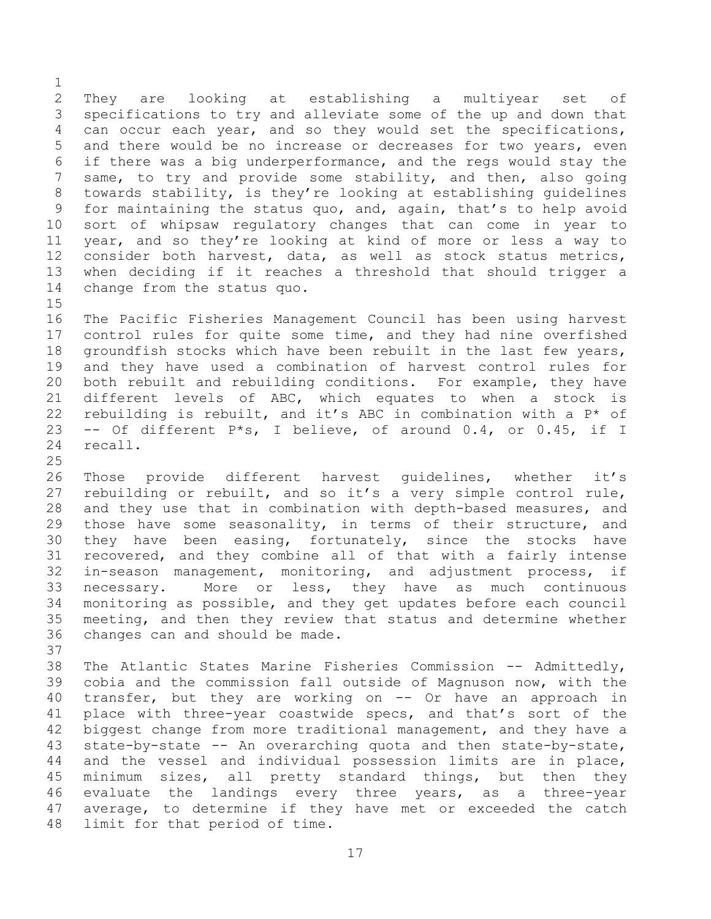They are looking at establishing a multiyear set of specifications to try and alleviate some of the up and down that can occur each year, and so they would set the specifications, and there would be no increase or decreases for two years, even if there was a big underperformance, and the regs would stay the same, to try and provide some stability, and then, also going towards stability, is they're looking at establishing guidelines for maintaining the status quo, and, again, that's to help avoid sort of whipsaw regulatory changes that can come in year to year, and so they're looking at kind of more or less a way to consider both harvest, data, as well as stock status metrics, when deciding if it reaches a threshold that should trigger a change from the status quo.

The Pacific Fisheries Management Council has been using harvest control rules for quite some time, and they had nine overfished groundfish stocks which have been rebuilt in the last few years, and they have used a combination of harvest control rules for both rebuilt and rebuilding conditions. For example, they have different levels of ABC, which equates to when a stock is rebuilding is rebuilt, and it's ABC in combination with a P* of -- Of different P*s, I believe, of around 0.4, or 0.45, if I recall.

Those provide different harvest guidelines, whether it's rebuilding or rebuilt, and so it's a very simple control rule, and they use that in combination with depth-based measures, and those have some seasonality, in terms of their structure, and they have been easing, fortunately, since the stocks have recovered, and they combine all of that with a fairly intense in-season management, monitoring, and adjustment process, if necessary. More or less, they have as much continuous monitoring as possible, and they get updates before each council meeting, and then they review that status and determine whether changes can and should be made.

The Atlantic States Marine Fisheries Commission -- Admittedly, cobia and the commission fall outside of Magnuson now, with the transfer, but they are working on -- Or have an approach in place with three-year coastwide specs, and that's sort of the biggest change from more traditional management, and they have a state-by-state -- An overarching quota and then state-by-state, and the vessel and individual possession limits are in place, minimum sizes, all pretty standard things, but then they evaluate the landings every three years, as a three-year average, to determine if they have met or exceeded the catch limit for that period of time.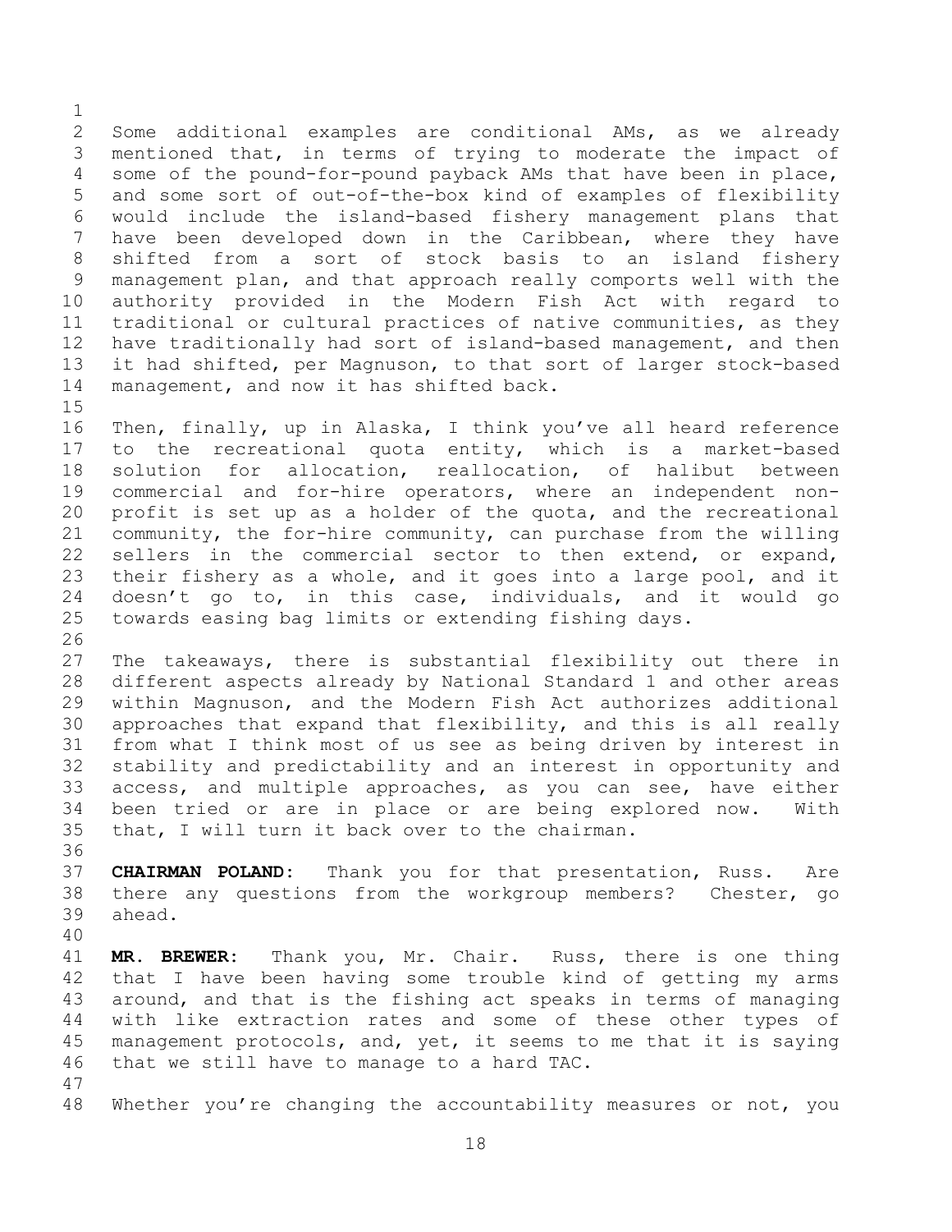Some additional examples are conditional AMs, as we already mentioned that, in terms of trying to moderate the impact of some of the pound-for-pound payback AMs that have been in place, and some sort of out-of-the-box kind of examples of flexibility would include the island-based fishery management plans that have been developed down in the Caribbean, where they have shifted from a sort of stock basis to an island fishery management plan, and that approach really comports well with the authority provided in the Modern Fish Act with regard to traditional or cultural practices of native communities, as they have traditionally had sort of island-based management, and then it had shifted, per Magnuson, to that sort of larger stock-based management, and now it has shifted back.

Then, finally, up in Alaska, I think you've all heard reference to the recreational quota entity, which is a market-based solution for allocation, reallocation, of halibut between commercial and for-hire operators, where an independent non-profit is set up as a holder of the quota, and the recreational community, the for-hire community, can purchase from the willing sellers in the commercial sector to then extend, or expand, their fishery as a whole, and it goes into a large pool, and it doesn't go to, in this case, individuals, and it would go towards easing bag limits or extending fishing days.

The takeaways, there is substantial flexibility out there in different aspects already by National Standard 1 and other areas within Magnuson, and the Modern Fish Act authorizes additional approaches that expand that flexibility, and this is all really from what I think most of us see as being driven by interest in stability and predictability and an interest in opportunity and access, and multiple approaches, as you can see, have either been tried or are in place or are being explored now. With that, I will turn it back over to the chairman.

**CHAIRMAN POLAND:** Thank you for that presentation, Russ. Are there any questions from the workgroup members? Chester, go ahead.

**MR. BREWER:** Thank you, Mr. Chair. Russ, there is one thing that I have been having some trouble kind of getting my arms around, and that is the fishing act speaks in terms of managing with like extraction rates and some of these other types of management protocols, and, yet, it seems to me that it is saying that we still have to manage to a hard TAC.

Whether you're changing the accountability measures or not, you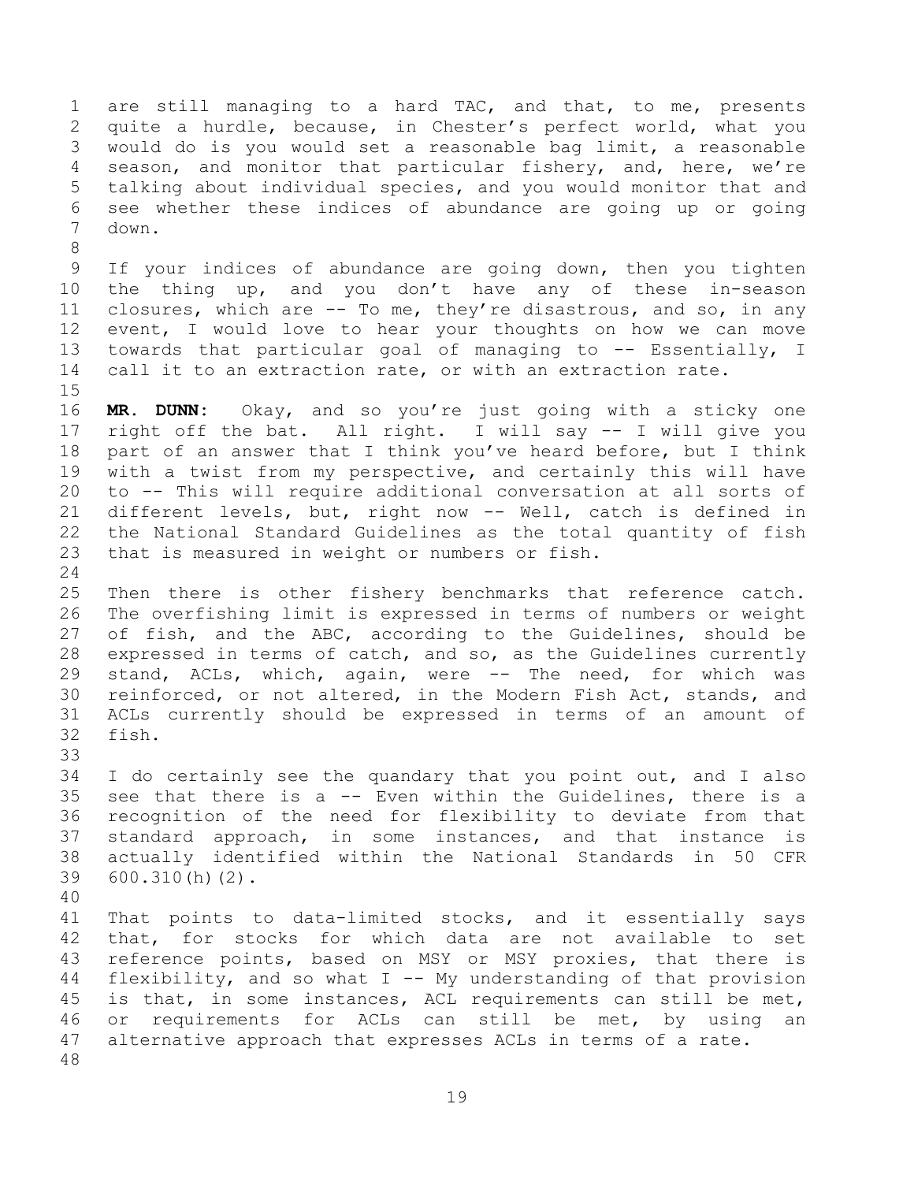are still managing to a hard TAC, and that, to me, presents quite a hurdle, because, in Chester's perfect world, what you would do is you would set a reasonable bag limit, a reasonable season, and monitor that particular fishery, and, here, we're talking about individual species, and you would monitor that and see whether these indices of abundance are going up or going down.

If your indices of abundance are going down, then you tighten the thing up, and you don't have any of these in-season closures, which are -- To me, they're disastrous, and so, in any event, I would love to hear your thoughts on how we can move towards that particular goal of managing to -- Essentially, I call it to an extraction rate, or with an extraction rate.

**MR. DUNN:** Okay, and so you're just going with a sticky one right off the bat. All right. I will say -- I will give you part of an answer that I think you've heard before, but I think with a twist from my perspective, and certainly this will have to -- This will require additional conversation at all sorts of different levels, but, right now -- Well, catch is defined in the National Standard Guidelines as the total quantity of fish that is measured in weight or numbers or fish.

Then there is other fishery benchmarks that reference catch. The overfishing limit is expressed in terms of numbers or weight of fish, and the ABC, according to the Guidelines, should be expressed in terms of catch, and so, as the Guidelines currently stand, ACLs, which, again, were -- The need, for which was reinforced, or not altered, in the Modern Fish Act, stands, and ACLs currently should be expressed in terms of an amount of fish.

I do certainly see the quandary that you point out, and I also see that there is a -- Even within the Guidelines, there is a recognition of the need for flexibility to deviate from that standard approach, in some instances, and that instance is actually identified within the National Standards in 50 CFR 600.310(h)(2).

That points to data-limited stocks, and it essentially says that, for stocks for which data are not available to set reference points, based on MSY or MSY proxies, that there is flexibility, and so what I -- My understanding of that provision is that, in some instances, ACL requirements can still be met, or requirements for ACLs can still be met, by using an alternative approach that expresses ACLs in terms of a rate.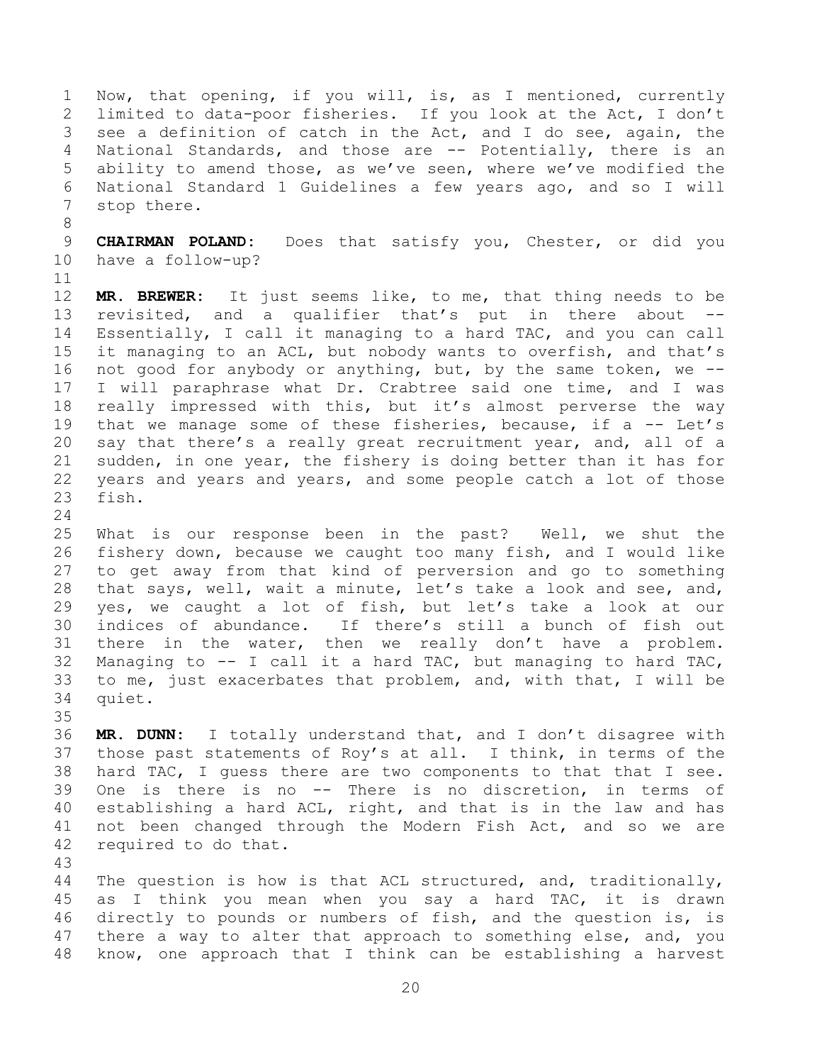Now, that opening, if you will, is, as I mentioned, currently limited to data-poor fisheries. If you look at the Act, I don't see a definition of catch in the Act, and I do see, again, the National Standards, and those are -- Potentially, there is an ability to amend those, as we've seen, where we've modified the National Standard 1 Guidelines a few years ago, and so I will stop there.

**CHAIRMAN POLAND:** Does that satisfy you, Chester, or did you have a follow-up?

**MR. BREWER:** It just seems like, to me, that thing needs to be revisited, and a qualifier that's put in there about -- Essentially, I call it managing to a hard TAC, and you can call it managing to an ACL, but nobody wants to overfish, and that's not good for anybody or anything, but, by the same token, we -- I will paraphrase what Dr. Crabtree said one time, and I was really impressed with this, but it's almost perverse the way that we manage some of these fisheries, because, if a -- Let's say that there's a really great recruitment year, and, all of a sudden, in one year, the fishery is doing better than it has for years and years and years, and some people catch a lot of those fish.

What is our response been in the past? Well, we shut the fishery down, because we caught too many fish, and I would like to get away from that kind of perversion and go to something that says, well, wait a minute, let's take a look and see, and, yes, we caught a lot of fish, but let's take a look at our indices of abundance. If there's still a bunch of fish out there in the water, then we really don't have a problem. Managing to -- I call it a hard TAC, but managing to hard TAC, to me, just exacerbates that problem, and, with that, I will be quiet.

**MR. DUNN:** I totally understand that, and I don't disagree with those past statements of Roy's at all. I think, in terms of the hard TAC, I guess there are two components to that that I see. One is there is no -- There is no discretion, in terms of establishing a hard ACL, right, and that is in the law and has not been changed through the Modern Fish Act, and so we are required to do that.

The question is how is that ACL structured, and, traditionally, as I think you mean when you say a hard TAC, it is drawn directly to pounds or numbers of fish, and the question is, is there a way to alter that approach to something else, and, you know, one approach that I think can be establishing a harvest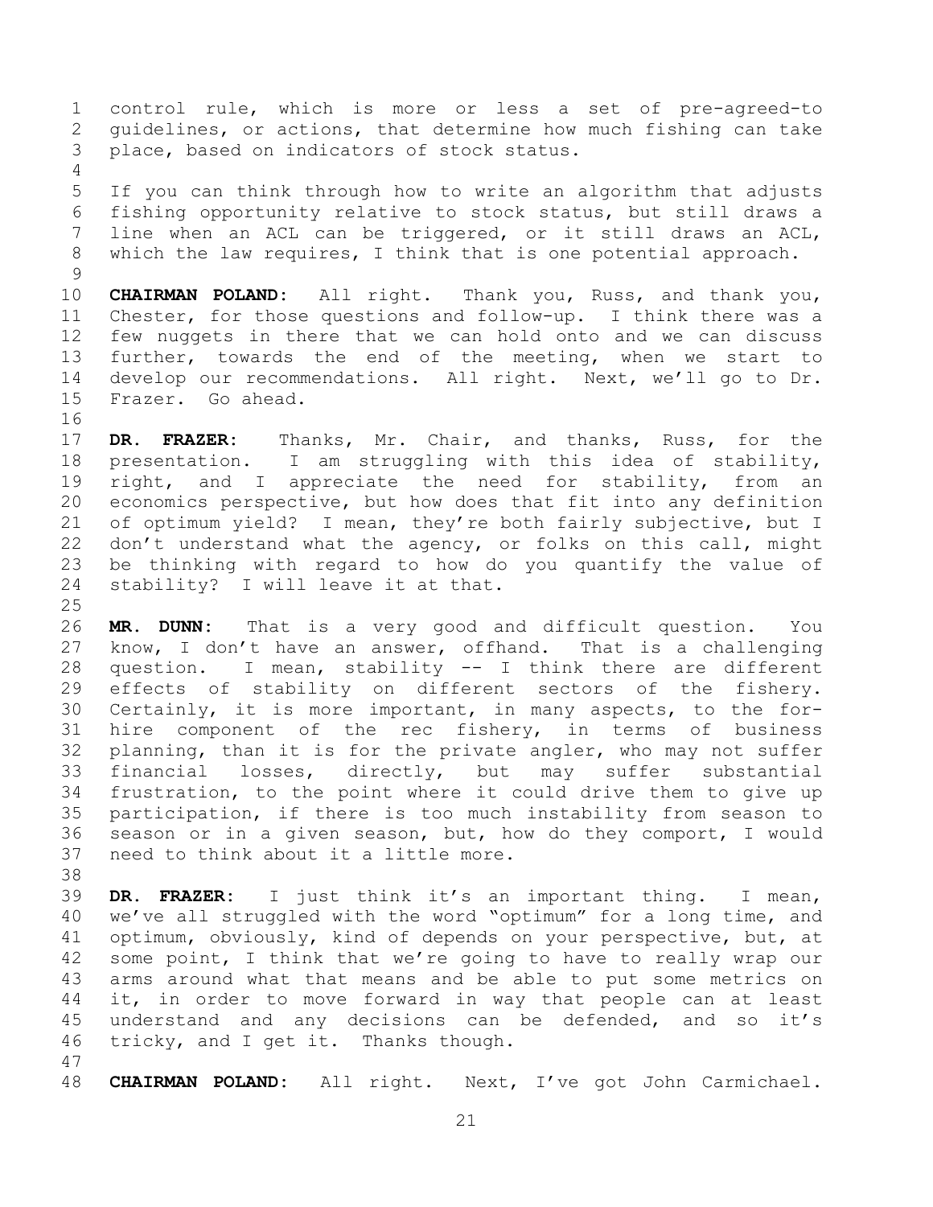control rule, which is more or less a set of pre-agreed-to guidelines, or actions, that determine how much fishing can take place, based on indicators of stock status.

If you can think through how to write an algorithm that adjusts fishing opportunity relative to stock status, but still draws a line when an ACL can be triggered, or it still draws an ACL, which the law requires, I think that is one potential approach.

**CHAIRMAN POLAND:** All right. Thank you, Russ, and thank you, Chester, for those questions and follow-up. I think there was a few nuggets in there that we can hold onto and we can discuss further, towards the end of the meeting, when we start to develop our recommendations. All right. Next, we'll go to Dr. Frazer. Go ahead.

**DR. FRAZER:** Thanks, Mr. Chair, and thanks, Russ, for the presentation. I am struggling with this idea of stability, right, and I appreciate the need for stability, from an economics perspective, but how does that fit into any definition of optimum yield? I mean, they're both fairly subjective, but I don't understand what the agency, or folks on this call, might be thinking with regard to how do you quantify the value of stability? I will leave it at that.

**MR. DUNN:** That is a very good and difficult question. You know, I don't have an answer, offhand. That is a challenging question. I mean, stability -- I think there are different effects of stability on different sectors of the fishery. Certainly, it is more important, in many aspects, to the for-hire component of the rec fishery, in terms of business planning, than it is for the private angler, who may not suffer financial losses, directly, but may suffer substantial frustration, to the point where it could drive them to give up participation, if there is too much instability from season to season or in a given season, but, how do they comport, I would need to think about it a little more.

**DR. FRAZER:** I just think it's an important thing. I mean, we've all struggled with the word "optimum" for a long time, and optimum, obviously, kind of depends on your perspective, but, at some point, I think that we're going to have to really wrap our arms around what that means and be able to put some metrics on it, in order to move forward in way that people can at least understand and any decisions can be defended, and so it's tricky, and I get it. Thanks though.

**CHAIRMAN POLAND:** All right. Next, I've got John Carmichael.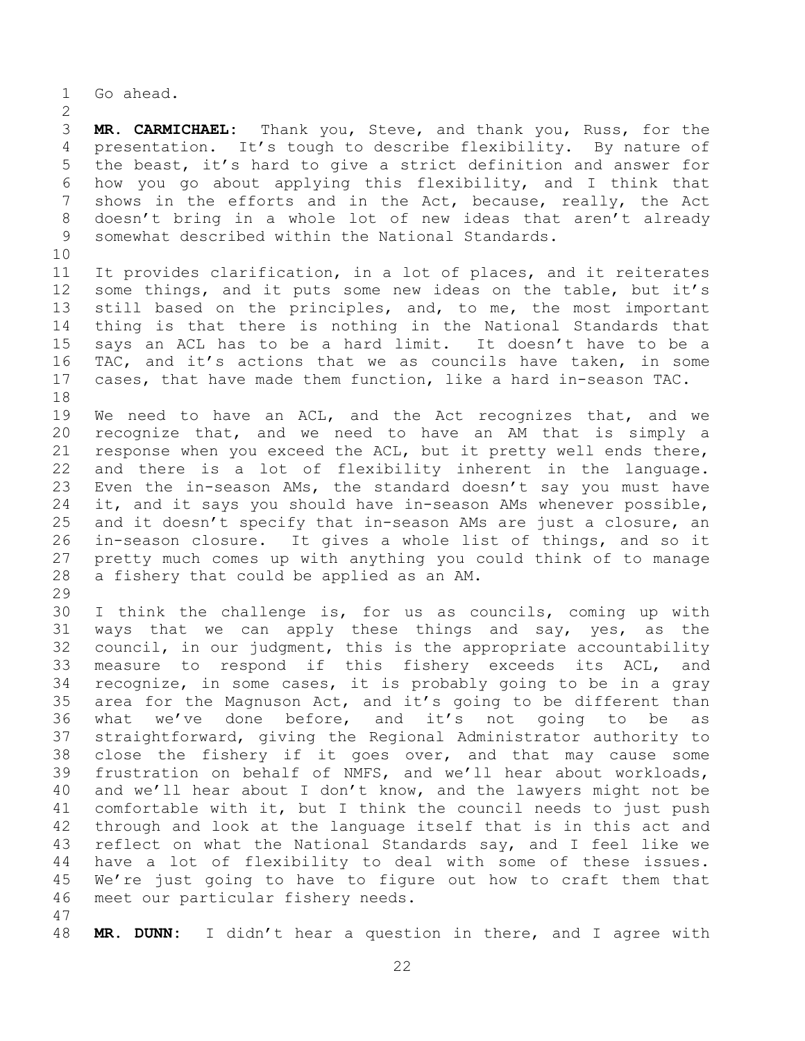Go ahead.

**MR. CARMICHAEL:** Thank you, Steve, and thank you, Russ, for the presentation. It's tough to describe flexibility. By nature of the beast, it's hard to give a strict definition and answer for how you go about applying this flexibility, and I think that shows in the efforts and in the Act, because, really, the Act doesn't bring in a whole lot of new ideas that aren't already somewhat described within the National Standards.

It provides clarification, in a lot of places, and it reiterates some things, and it puts some new ideas on the table, but it's still based on the principles, and, to me, the most important thing is that there is nothing in the National Standards that says an ACL has to be a hard limit. It doesn't have to be a TAC, and it's actions that we as councils have taken, in some cases, that have made them function, like a hard in-season TAC.

We need to have an ACL, and the Act recognizes that, and we recognize that, and we need to have an AM that is simply a response when you exceed the ACL, but it pretty well ends there, and there is a lot of flexibility inherent in the language. Even the in-season AMs, the standard doesn't say you must have it, and it says you should have in-season AMs whenever possible, and it doesn't specify that in-season AMs are just a closure, an in-season closure. It gives a whole list of things, and so it pretty much comes up with anything you could think of to manage a fishery that could be applied as an AM.

I think the challenge is, for us as councils, coming up with ways that we can apply these things and say, yes, as the council, in our judgment, this is the appropriate accountability measure to respond if this fishery exceeds its ACL, and recognize, in some cases, it is probably going to be in a gray area for the Magnuson Act, and it's going to be different than what we've done before, and it's not going to be as straightforward, giving the Regional Administrator authority to close the fishery if it goes over, and that may cause some frustration on behalf of NMFS, and we'll hear about workloads, and we'll hear about I don't know, and the lawyers might not be comfortable with it, but I think the council needs to just push through and look at the language itself that is in this act and reflect on what the National Standards say, and I feel like we have a lot of flexibility to deal with some of these issues. We're just going to have to figure out how to craft them that meet our particular fishery needs.

**MR. DUNN:** I didn't hear a question in there, and I agree with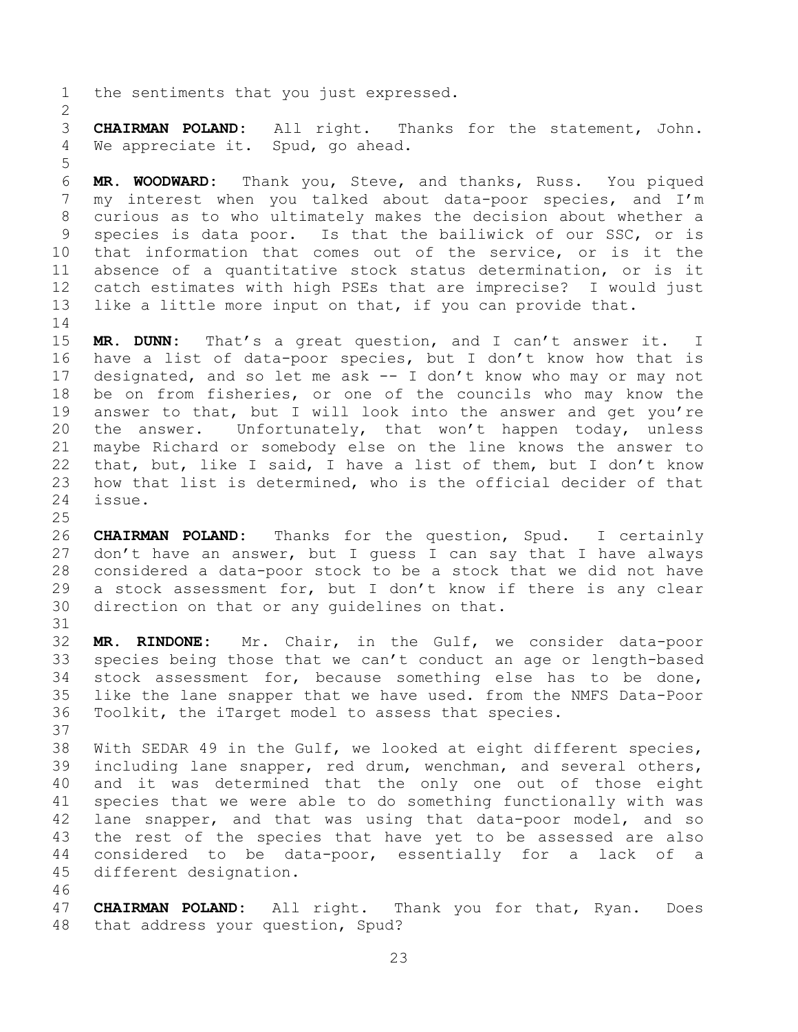the sentiments that you just expressed.

**CHAIRMAN POLAND:** All right. Thanks for the statement, John. We appreciate it. Spud, go ahead.

**MR. WOODWARD:** Thank you, Steve, and thanks, Russ. You piqued my interest when you talked about data-poor species, and I'm curious as to who ultimately makes the decision about whether a species is data poor. Is that the bailiwick of our SSC, or is that information that comes out of the service, or is it the absence of a quantitative stock status determination, or is it catch estimates with high PSEs that are imprecise? I would just like a little more input on that, if you can provide that.

**MR. DUNN:** That's a great question, and I can't answer it. I have a list of data-poor species, but I don't know how that is designated, and so let me ask -- I don't know who may or may not be on from fisheries, or one of the councils who may know the answer to that, but I will look into the answer and get you're the answer. Unfortunately, that won't happen today, unless maybe Richard or somebody else on the line knows the answer to that, but, like I said, I have a list of them, but I don't know how that list is determined, who is the official decider of that issue.

**CHAIRMAN POLAND:** Thanks for the question, Spud. I certainly don't have an answer, but I guess I can say that I have always considered a data-poor stock to be a stock that we did not have a stock assessment for, but I don't know if there is any clear direction on that or any guidelines on that.

**MR. RINDONE:** Mr. Chair, in the Gulf, we consider data-poor species being those that we can't conduct an age or length-based stock assessment for, because something else has to be done, like the lane snapper that we have used. from the NMFS Data-Poor Toolkit, the iTarget model to assess that species.

With SEDAR 49 in the Gulf, we looked at eight different species, including lane snapper, red drum, wenchman, and several others, and it was determined that the only one out of those eight species that we were able to do something functionally with was lane snapper, and that was using that data-poor model, and so the rest of the species that have yet to be assessed are also considered to be data-poor, essentially for a lack of a different designation.

**CHAIRMAN POLAND:** All right. Thank you for that, Ryan. Does that address your question, Spud?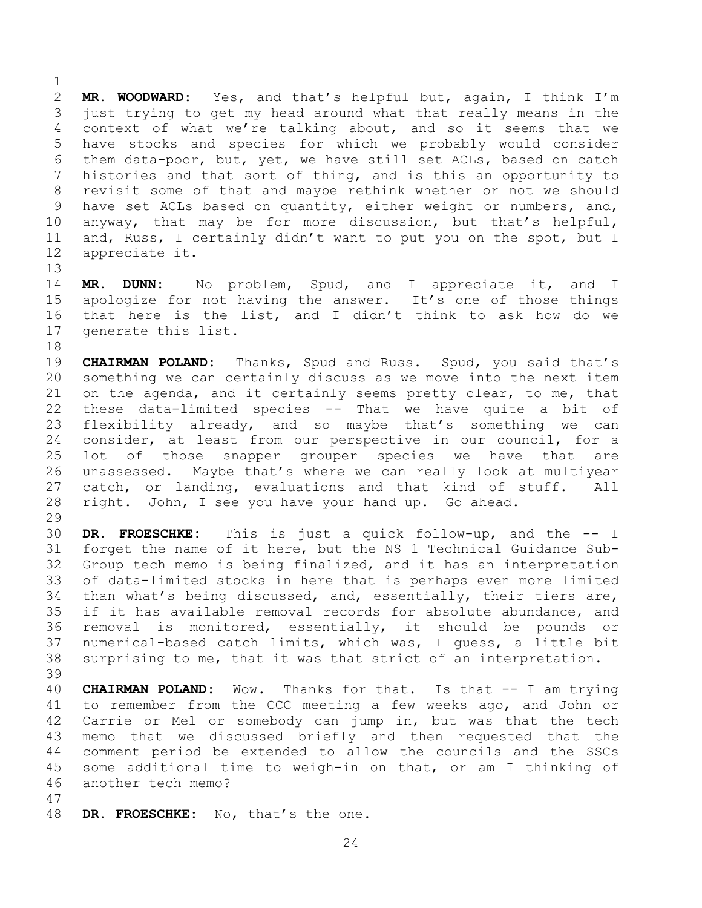**MR. WOODWARD:** Yes, and that's helpful but, again, I think I'm just trying to get my head around what that really means in the context of what we're talking about, and so it seems that we have stocks and species for which we probably would consider them data-poor, but, yet, we have still set ACLs, based on catch histories and that sort of thing, and is this an opportunity to revisit some of that and maybe rethink whether or not we should have set ACLs based on quantity, either weight or numbers, and, anyway, that may be for more discussion, but that's helpful, and, Russ, I certainly didn't want to put you on the spot, but I appreciate it.

**MR. DUNN:** No problem, Spud, and I appreciate it, and I apologize for not having the answer. It's one of those things that here is the list, and I didn't think to ask how do we generate this list.

**CHAIRMAN POLAND:** Thanks, Spud and Russ. Spud, you said that's something we can certainly discuss as we move into the next item on the agenda, and it certainly seems pretty clear, to me, that these data-limited species -- That we have quite a bit of flexibility already, and so maybe that's something we can consider, at least from our perspective in our council, for a lot of those snapper grouper species we have that are unassessed. Maybe that's where we can really look at multiyear catch, or landing, evaluations and that kind of stuff. All right. John, I see you have your hand up. Go ahead.

**DR. FROESCHKE:** This is just a quick follow-up, and the -- I forget the name of it here, but the NS 1 Technical Guidance Sub-Group tech memo is being finalized, and it has an interpretation of data-limited stocks in here that is perhaps even more limited than what's being discussed, and, essentially, their tiers are, if it has available removal records for absolute abundance, and removal is monitored, essentially, it should be pounds or numerical-based catch limits, which was, I guess, a little bit surprising to me, that it was that strict of an interpretation.

**CHAIRMAN POLAND:** Wow. Thanks for that. Is that -- I am trying to remember from the CCC meeting a few weeks ago, and John or Carrie or Mel or somebody can jump in, but was that the tech memo that we discussed briefly and then requested that the comment period be extended to allow the councils and the SSCs some additional time to weigh-in on that, or am I thinking of another tech memo?

**DR. FROESCHKE:** No, that's the one.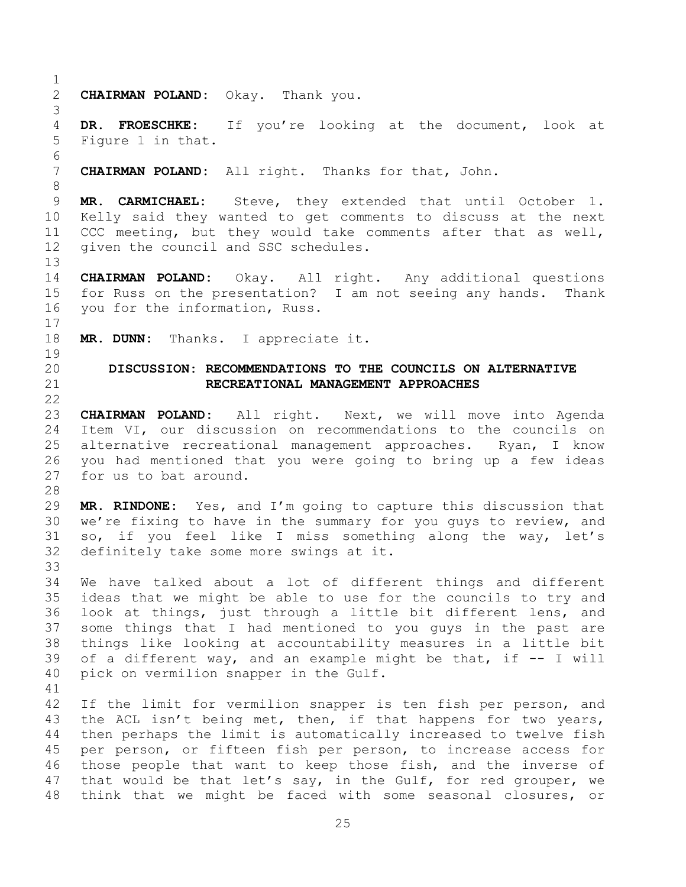**CHAIRMAN POLAND:** Okay. Thank you.

**DR. FROESCHKE:** If you're looking at the document, look at Figure 1 in that.

**CHAIRMAN POLAND:** All right. Thanks for that, John.

**MR. CARMICHAEL:** Steve, they extended that until October 1. Kelly said they wanted to get comments to discuss at the next CCC meeting, but they would take comments after that as well, given the council and SSC schedules.

**CHAIRMAN POLAND:** Okay. All right. Any additional questions for Russ on the presentation? I am not seeing any hands. Thank you for the information, Russ.

**MR. DUNN:** Thanks. I appreciate it.

## DISCUSSION: RECOMMENDATIONS TO THE COUNCILS ON ALTERNATIVE RECREATIONAL MANAGEMENT APPROACHES

**CHAIRMAN POLAND:** All right. Next, we will move into Agenda Item VI, our discussion on recommendations to the councils on alternative recreational management approaches. Ryan, I know you had mentioned that you were going to bring up a few ideas for us to bat around.

**MR. RINDONE:** Yes, and I'm going to capture this discussion that we're fixing to have in the summary for you guys to review, and so, if you feel like I miss something along the way, let's definitely take some more swings at it.

We have talked about a lot of different things and different ideas that we might be able to use for the councils to try and look at things, just through a little bit different lens, and some things that I had mentioned to you guys in the past are things like looking at accountability measures in a little bit of a different way, and an example might be that, if -- I will pick on vermilion snapper in the Gulf.

If the limit for vermilion snapper is ten fish per person, and the ACL isn't being met, then, if that happens for two years, then perhaps the limit is automatically increased to twelve fish per person, or fifteen fish per person, to increase access for those people that want to keep those fish, and the inverse of that would be that let's say, in the Gulf, for red grouper, we think that we might be faced with some seasonal closures, or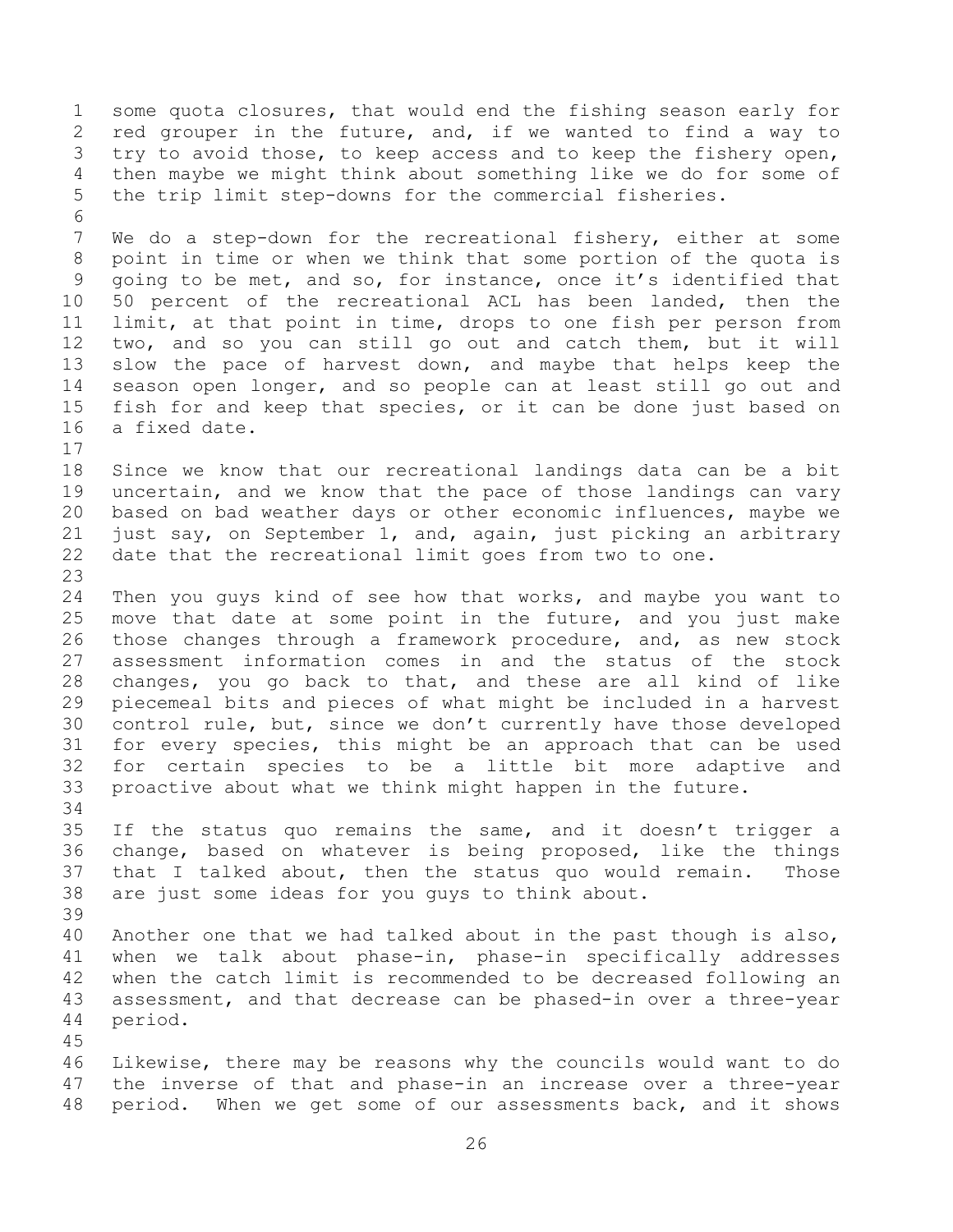some quota closures, that would end the fishing season early for red grouper in the future, and, if we wanted to find a way to try to avoid those, to keep access and to keep the fishery open, then maybe we might think about something like we do for some of the trip limit step-downs for the commercial fisheries.

We do a step-down for the recreational fishery, either at some point in time or when we think that some portion of the quota is going to be met, and so, for instance, once it's identified that 50 percent of the recreational ACL has been landed, then the limit, at that point in time, drops to one fish per person from two, and so you can still go out and catch them, but it will slow the pace of harvest down, and maybe that helps keep the season open longer, and so people can at least still go out and fish for and keep that species, or it can be done just based on a fixed date.

Since we know that our recreational landings data can be a bit uncertain, and we know that the pace of those landings can vary based on bad weather days or other economic influences, maybe we just say, on September 1, and, again, just picking an arbitrary date that the recreational limit goes from two to one.

Then you guys kind of see how that works, and maybe you want to move that date at some point in the future, and you just make those changes through a framework procedure, and, as new stock assessment information comes in and the status of the stock changes, you go back to that, and these are all kind of like piecemeal bits and pieces of what might be included in a harvest control rule, but, since we don't currently have those developed for every species, this might be an approach that can be used for certain species to be a little bit more adaptive and proactive about what we think might happen in the future.

If the status quo remains the same, and it doesn't trigger a change, based on whatever is being proposed, like the things that I talked about, then the status quo would remain. Those are just some ideas for you guys to think about.

Another one that we had talked about in the past though is also, when we talk about phase-in, phase-in specifically addresses when the catch limit is recommended to be decreased following an assessment, and that decrease can be phased-in over a three-year period.

Likewise, there may be reasons why the councils would want to do the inverse of that and phase-in an increase over a three-year period. When we get some of our assessments back, and it shows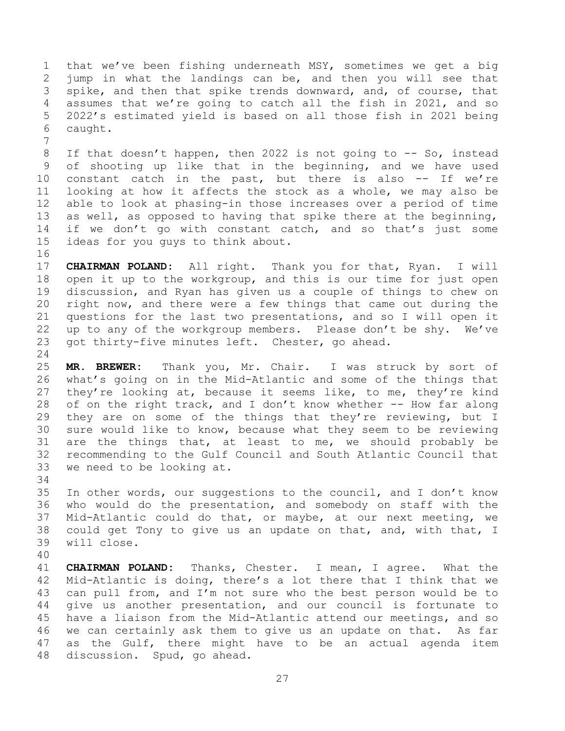that we've been fishing underneath MSY, sometimes we get a big jump in what the landings can be, and then you will see that spike, and then that spike trends downward, and, of course, that assumes that we're going to catch all the fish in 2021, and so 2022's estimated yield is based on all those fish in 2021 being caught.

If that doesn't happen, then 2022 is not going to -- So, instead of shooting up like that in the beginning, and we have used constant catch in the past, but there is also -- If we're looking at how it affects the stock as a whole, we may also be able to look at phasing-in those increases over a period of time as well, as opposed to having that spike there at the beginning, if we don't go with constant catch, and so that's just some ideas for you guys to think about.

**CHAIRMAN POLAND:** All right. Thank you for that, Ryan. I will open it up to the workgroup, and this is our time for just open discussion, and Ryan has given us a couple of things to chew on right now, and there were a few things that came out during the questions for the last two presentations, and so I will open it up to any of the workgroup members. Please don't be shy. We've got thirty-five minutes left. Chester, go ahead.

**MR. BREWER:** Thank you, Mr. Chair. I was struck by sort of what's going on in the Mid-Atlantic and some of the things that they're looking at, because it seems like, to me, they're kind of on the right track, and I don't know whether -- How far along they are on some of the things that they're reviewing, but I sure would like to know, because what they seem to be reviewing are the things that, at least to me, we should probably be recommending to the Gulf Council and South Atlantic Council that we need to be looking at.

In other words, our suggestions to the council, and I don't know who would do the presentation, and somebody on staff with the Mid-Atlantic could do that, or maybe, at our next meeting, we could get Tony to give us an update on that, and, with that, I will close.

**CHAIRMAN POLAND:** Thanks, Chester. I mean, I agree. What the Mid-Atlantic is doing, there's a lot there that I think that we can pull from, and I'm not sure who the best person would be to give us another presentation, and our council is fortunate to have a liaison from the Mid-Atlantic attend our meetings, and so we can certainly ask them to give us an update on that. As far as the Gulf, there might have to be an actual agenda item discussion. Spud, go ahead.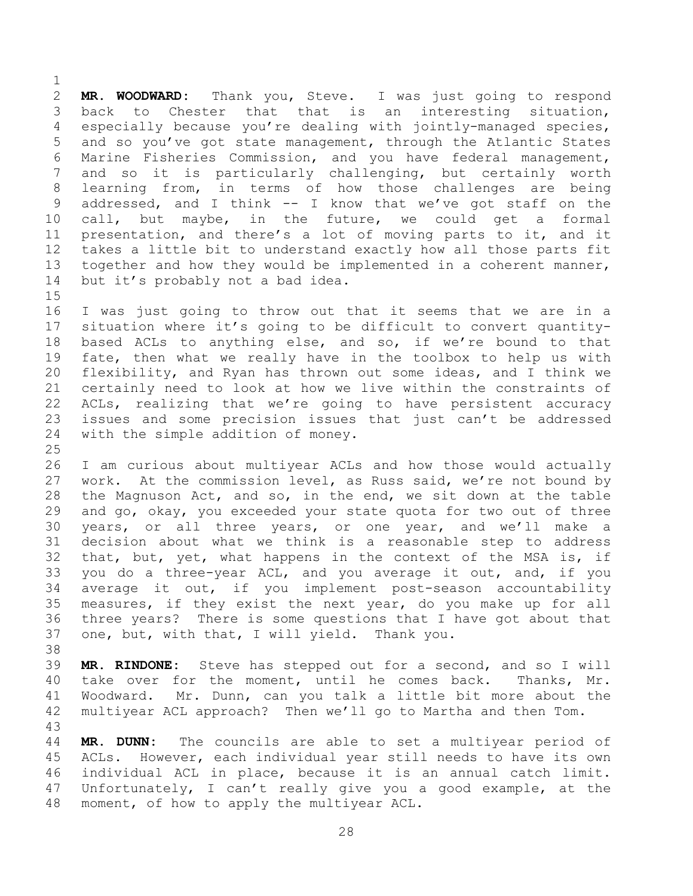**MR. WOODWARD:** Thank you, Steve. I was just going to respond back to Chester that that is an interesting situation, especially because you're dealing with jointly-managed species, and so you've got state management, through the Atlantic States Marine Fisheries Commission, and you have federal management, and so it is particularly challenging, but certainly worth learning from, in terms of how those challenges are being addressed, and I think -- I know that we've got staff on the call, but maybe, in the future, we could get a formal presentation, and there's a lot of moving parts to it, and it takes a little bit to understand exactly how all those parts fit together and how they would be implemented in a coherent manner, but it's probably not a bad idea.

I was just going to throw out that it seems that we are in a situation where it's going to be difficult to convert quantity-based ACLs to anything else, and so, if we're bound to that fate, then what we really have in the toolbox to help us with flexibility, and Ryan has thrown out some ideas, and I think we certainly need to look at how we live within the constraints of ACLs, realizing that we're going to have persistent accuracy issues and some precision issues that just can't be addressed with the simple addition of money.

I am curious about multiyear ACLs and how those would actually work. At the commission level, as Russ said, we're not bound by the Magnuson Act, and so, in the end, we sit down at the table and go, okay, you exceeded your state quota for two out of three years, or all three years, or one year, and we'll make a decision about what we think is a reasonable step to address that, but, yet, what happens in the context of the MSA is, if you do a three-year ACL, and you average it out, and, if you average it out, if you implement post-season accountability measures, if they exist the next year, do you make up for all three years? There is some questions that I have got about that one, but, with that, I will yield. Thank you.

**MR. RINDONE:** Steve has stepped out for a second, and so I will take over for the moment, until he comes back. Thanks, Mr. Woodward. Mr. Dunn, can you talk a little bit more about the multiyear ACL approach? Then we'll go to Martha and then Tom.

**MR. DUNN:** The councils are able to set a multiyear period of ACLs. However, each individual year still needs to have its own individual ACL in place, because it is an annual catch limit. Unfortunately, I can't really give you a good example, at the moment, of how to apply the multiyear ACL.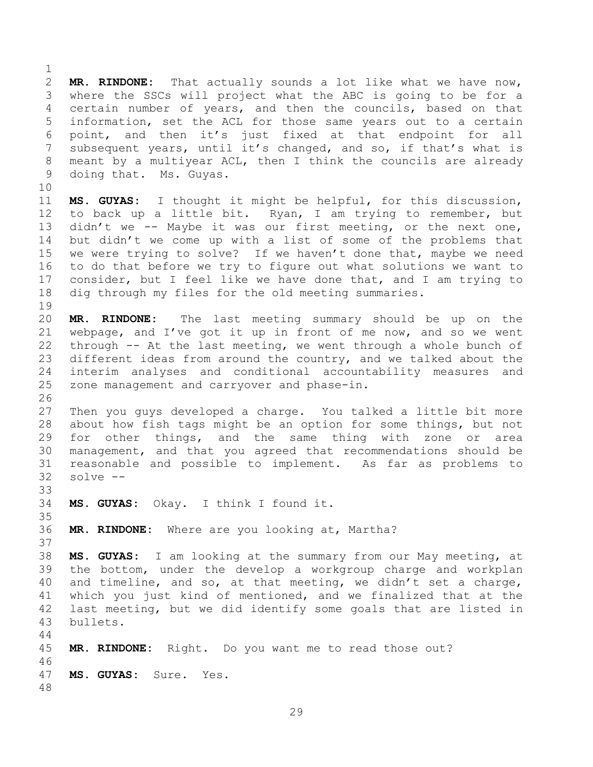**MR. RINDONE:** That actually sounds a lot like what we have now, where the SSCs will project what the ABC is going to be for a certain number of years, and then the councils, based on that information, set the ACL for those same years out to a certain point, and then it's just fixed at that endpoint for all subsequent years, until it's changed, and so, if that's what is meant by a multiyear ACL, then I think the councils are already doing that. Ms. Guyas.

**MS. GUYAS:** I thought it might be helpful, for this discussion, to back up a little bit. Ryan, I am trying to remember, but didn't we -- Maybe it was our first meeting, or the next one, but didn't we come up with a list of some of the problems that we were trying to solve? If we haven't done that, maybe we need to do that before we try to figure out what solutions we want to consider, but I feel like we have done that, and I am trying to dig through my files for the old meeting summaries.

**MR. RINDONE:** The last meeting summary should be up on the webpage, and I've got it up in front of me now, and so we went through -- At the last meeting, we went through a whole bunch of different ideas from around the country, and we talked about the interim analyses and conditional accountability measures and zone management and carryover and phase-in.

Then you guys developed a charge. You talked a little bit more about how fish tags might be an option for some things, but not for other things, and the same thing with zone or area management, and that you agreed that recommendations should be reasonable and possible to implement. As far as problems to solve --

**MS. GUYAS:** Okay. I think I found it.

**MR. RINDONE:** Where are you looking at, Martha?

**MS. GUYAS:** I am looking at the summary from our May meeting, at the bottom, under the develop a workgroup charge and workplan and timeline, and so, at that meeting, we didn't set a charge, which you just kind of mentioned, and we finalized that at the last meeting, but we did identify some goals that are listed in bullets.

**MR. RINDONE:** Right. Do you want me to read those out?

**MS. GUYAS:** Sure. Yes.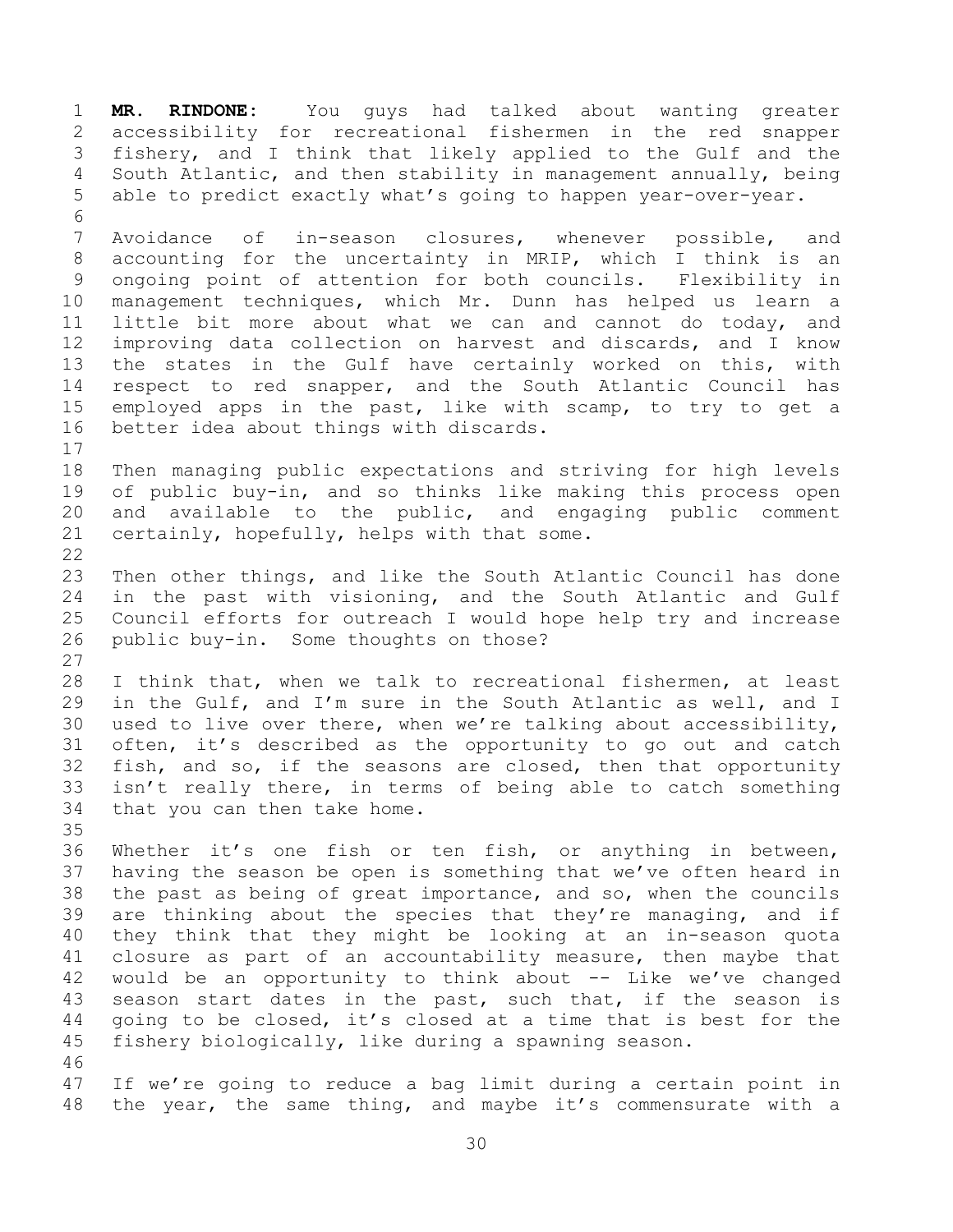**MR. RINDONE:** You guys had talked about wanting greater accessibility for recreational fishermen in the red snapper fishery, and I think that likely applied to the Gulf and the South Atlantic, and then stability in management annually, being able to predict exactly what's going to happen year-over-year.

Avoidance of in-season closures, whenever possible, and accounting for the uncertainty in MRIP, which I think is an ongoing point of attention for both councils. Flexibility in management techniques, which Mr. Dunn has helped us learn a little bit more about what we can and cannot do today, and improving data collection on harvest and discards, and I know the states in the Gulf have certainly worked on this, with respect to red snapper, and the South Atlantic Council has employed apps in the past, like with scamp, to try to get a better idea about things with discards.

Then managing public expectations and striving for high levels of public buy-in, and so thinks like making this process open and available to the public, and engaging public comment certainly, hopefully, helps with that some.

Then other things, and like the South Atlantic Council has done in the past with visioning, and the South Atlantic and Gulf Council efforts for outreach I would hope help try and increase public buy-in. Some thoughts on those?

I think that, when we talk to recreational fishermen, at least in the Gulf, and I'm sure in the South Atlantic as well, and I used to live over there, when we're talking about accessibility, often, it's described as the opportunity to go out and catch fish, and so, if the seasons are closed, then that opportunity isn't really there, in terms of being able to catch something that you can then take home.

Whether it's one fish or ten fish, or anything in between, having the season be open is something that we've often heard in the past as being of great importance, and so, when the councils are thinking about the species that they're managing, and if they think that they might be looking at an in-season quota closure as part of an accountability measure, then maybe that would be an opportunity to think about -- Like we've changed season start dates in the past, such that, if the season is going to be closed, it's closed at a time that is best for the fishery biologically, like during a spawning season.

If we're going to reduce a bag limit during a certain point in the year, the same thing, and maybe it's commensurate with a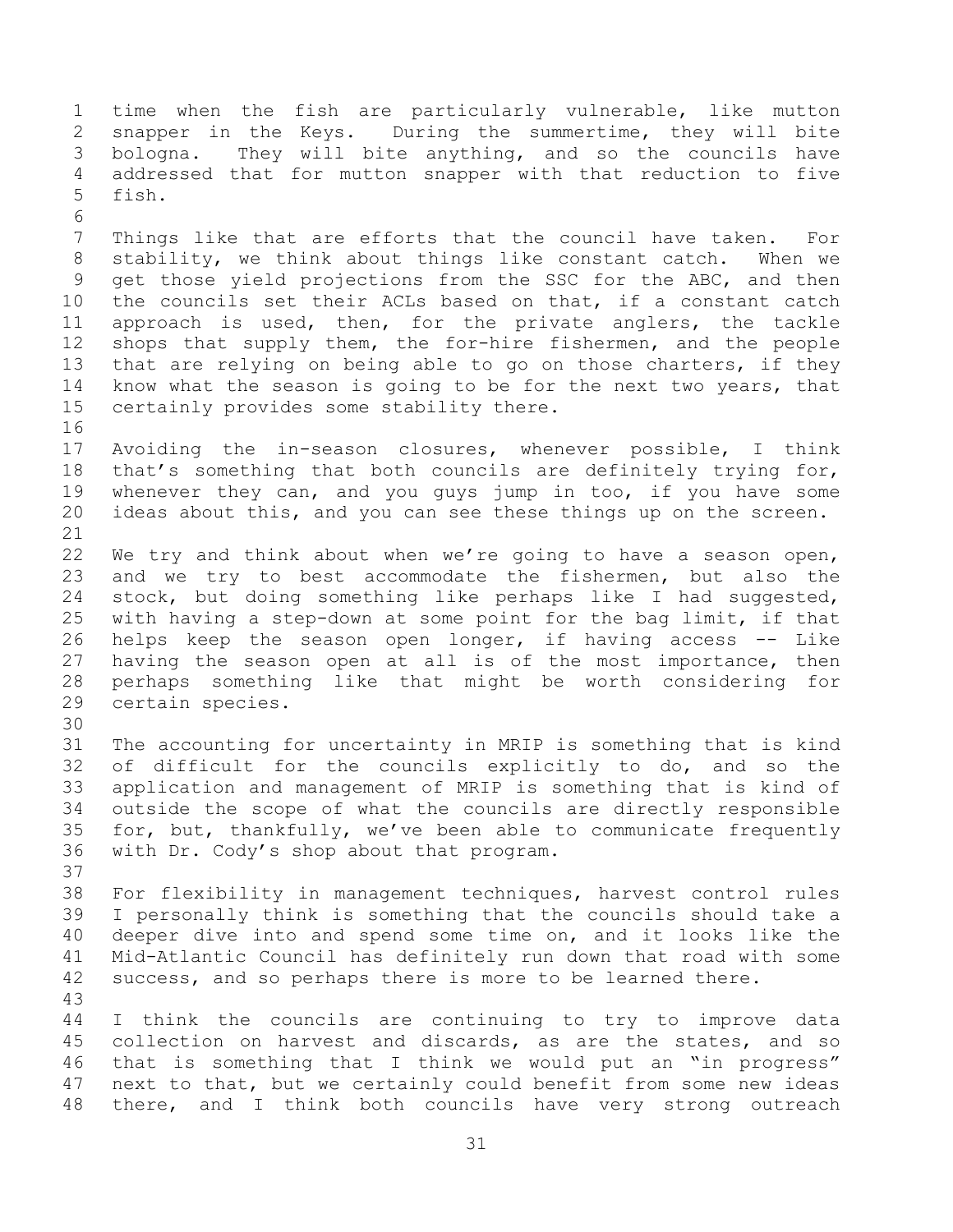time when the fish are particularly vulnerable, like mutton snapper in the Keys. During the summertime, they will bite bologna. They will bite anything, and so the councils have addressed that for mutton snapper with that reduction to five fish.

Things like that are efforts that the council have taken. For stability, we think about things like constant catch. When we get those yield projections from the SSC for the ABC, and then the councils set their ACLs based on that, if a constant catch approach is used, then, for the private anglers, the tackle shops that supply them, the for-hire fishermen, and the people that are relying on being able to go on those charters, if they know what the season is going to be for the next two years, that certainly provides some stability there.

Avoiding the in-season closures, whenever possible, I think that's something that both councils are definitely trying for, whenever they can, and you guys jump in too, if you have some ideas about this, and you can see these things up on the screen.

We try and think about when we're going to have a season open, and we try to best accommodate the fishermen, but also the stock, but doing something like perhaps like I had suggested, with having a step-down at some point for the bag limit, if that helps keep the season open longer, if having access -- Like having the season open at all is of the most importance, then perhaps something like that might be worth considering for certain species.

The accounting for uncertainty in MRIP is something that is kind of difficult for the councils explicitly to do, and so the application and management of MRIP is something that is kind of outside the scope of what the councils are directly responsible for, but, thankfully, we've been able to communicate frequently with Dr. Cody's shop about that program.

For flexibility in management techniques, harvest control rules I personally think is something that the councils should take a deeper dive into and spend some time on, and it looks like the Mid-Atlantic Council has definitely run down that road with some success, and so perhaps there is more to be learned there.

I think the councils are continuing to try to improve data collection on harvest and discards, as are the states, and so that is something that I think we would put an "in progress" next to that, but we certainly could benefit from some new ideas there, and I think both councils have very strong outreach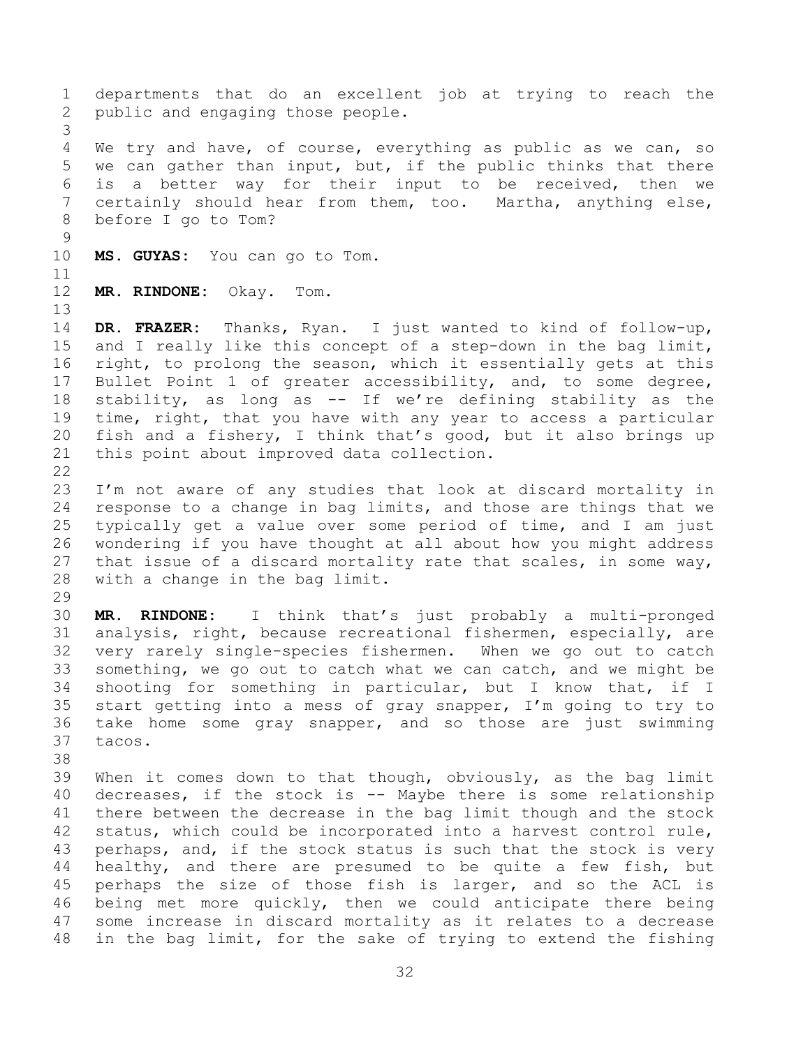departments that do an excellent job at trying to reach the public and engaging those people.

We try and have, of course, everything as public as we can, so we can gather than input, but, if the public thinks that there is a better way for their input to be received, then we certainly should hear from them, too. Martha, anything else, before I go to Tom?

**MS. GUYAS:** You can go to Tom.

**MR. RINDONE:** Okay. Tom.

**DR. FRAZER:** Thanks, Ryan. I just wanted to kind of follow-up, and I really like this concept of a step-down in the bag limit, right, to prolong the season, which it essentially gets at this Bullet Point 1 of greater accessibility, and, to some degree, stability, as long as -- If we're defining stability as the time, right, that you have with any year to access a particular fish and a fishery, I think that's good, but it also brings up this point about improved data collection.

I'm not aware of any studies that look at discard mortality in response to a change in bag limits, and those are things that we typically get a value over some period of time, and I am just wondering if you have thought at all about how you might address that issue of a discard mortality rate that scales, in some way, with a change in the bag limit.

**MR. RINDONE:** I think that's just probably a multi-pronged analysis, right, because recreational fishermen, especially, are very rarely single-species fishermen. When we go out to catch something, we go out to catch what we can catch, and we might be shooting for something in particular, but I know that, if I start getting into a mess of gray snapper, I'm going to try to take home some gray snapper, and so those are just swimming tacos.

When it comes down to that though, obviously, as the bag limit decreases, if the stock is -- Maybe there is some relationship there between the decrease in the bag limit though and the stock status, which could be incorporated into a harvest control rule, perhaps, and, if the stock status is such that the stock is very healthy, and there are presumed to be quite a few fish, but perhaps the size of those fish is larger, and so the ACL is being met more quickly, then we could anticipate there being some increase in discard mortality as it relates to a decrease in the bag limit, for the sake of trying to extend the fishing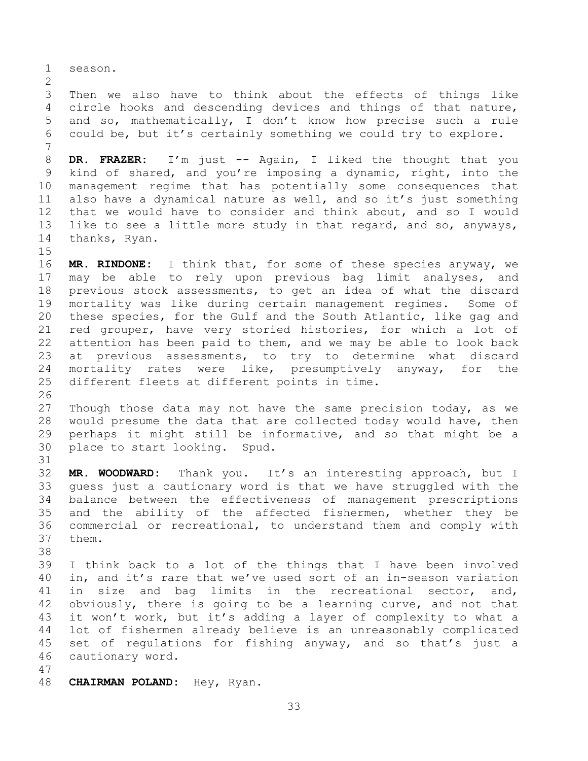season.

Then we also have to think about the effects of things like circle hooks and descending devices and things of that nature, and so, mathematically, I don't know how precise such a rule could be, but it's certainly something we could try to explore.

**DR. FRAZER:** I'm just -- Again, I liked the thought that you kind of shared, and you're imposing a dynamic, right, into the management regime that has potentially some consequences that also have a dynamical nature as well, and so it's just something that we would have to consider and think about, and so I would like to see a little more study in that regard, and so, anyways, thanks, Ryan.

**MR. RINDONE:** I think that, for some of these species anyway, we may be able to rely upon previous bag limit analyses, and previous stock assessments, to get an idea of what the discard mortality was like during certain management regimes. Some of these species, for the Gulf and the South Atlantic, like gag and red grouper, have very storied histories, for which a lot of attention has been paid to them, and we may be able to look back at previous assessments, to try to determine what discard mortality rates were like, presumptively anyway, for the different fleets at different points in time.

Though those data may not have the same precision today, as we would presume the data that are collected today would have, then perhaps it might still be informative, and so that might be a place to start looking. Spud.

**MR. WOODWARD:** Thank you. It's an interesting approach, but I guess just a cautionary word is that we have struggled with the balance between the effectiveness of management prescriptions and the ability of the affected fishermen, whether they be commercial or recreational, to understand them and comply with them.

I think back to a lot of the things that I have been involved in, and it's rare that we've used sort of an in-season variation in size and bag limits in the recreational sector, and, obviously, there is going to be a learning curve, and not that it won't work, but it's adding a layer of complexity to what a lot of fishermen already believe is an unreasonably complicated set of regulations for fishing anyway, and so that's just a cautionary word.

**CHAIRMAN POLAND:** Hey, Ryan.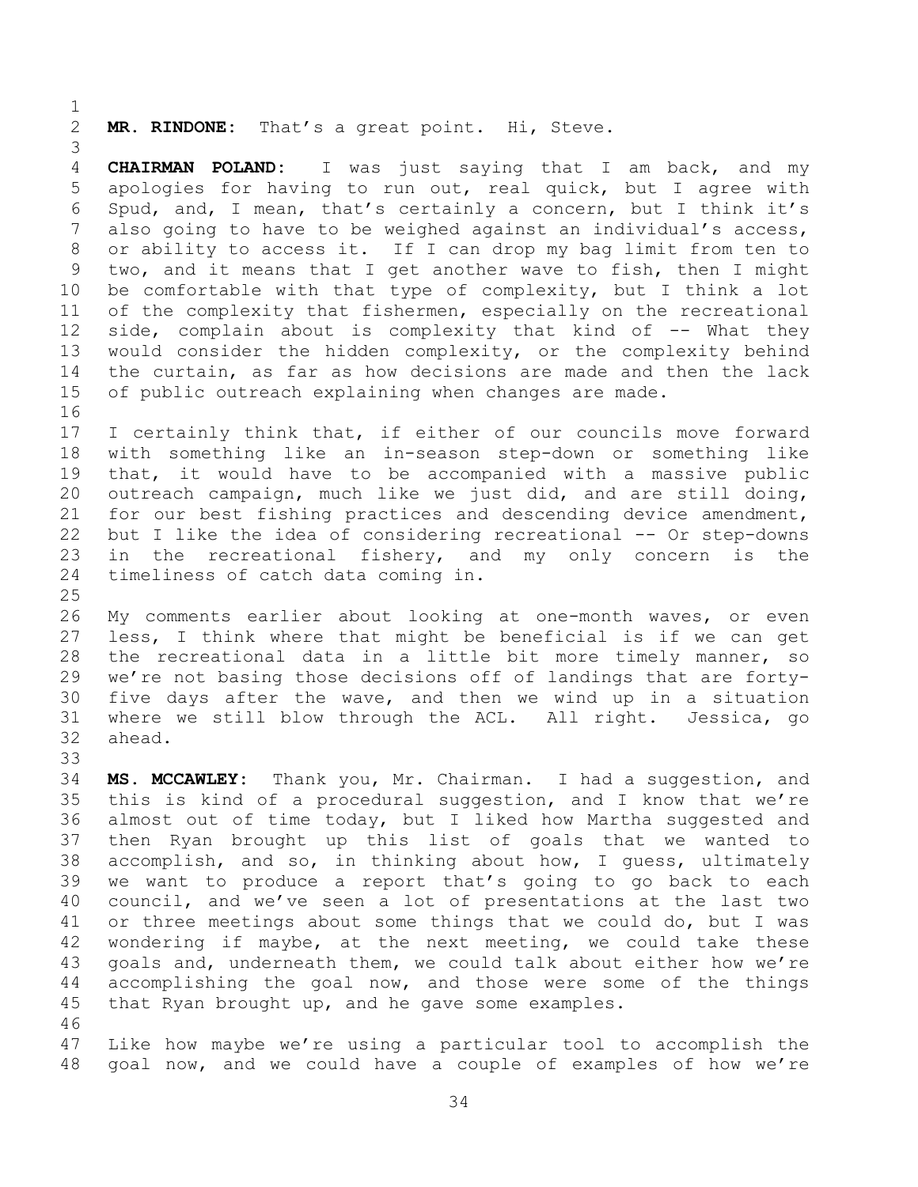**MR. RINDONE:** That's a great point. Hi, Steve.

**CHAIRMAN POLAND:** I was just saying that I am back, and my apologies for having to run out, real quick, but I agree with Spud, and, I mean, that's certainly a concern, but I think it's also going to have to be weighed against an individual's access, or ability to access it. If I can drop my bag limit from ten to two, and it means that I get another wave to fish, then I might be comfortable with that type of complexity, but I think a lot of the complexity that fishermen, especially on the recreational side, complain about is complexity that kind of -- What they would consider the hidden complexity, or the complexity behind the curtain, as far as how decisions are made and then the lack of public outreach explaining when changes are made.

I certainly think that, if either of our councils move forward with something like an in-season step-down or something like that, it would have to be accompanied with a massive public outreach campaign, much like we just did, and are still doing, for our best fishing practices and descending device amendment, but I like the idea of considering recreational -- Or step-downs in the recreational fishery, and my only concern is the timeliness of catch data coming in.

My comments earlier about looking at one-month waves, or even less, I think where that might be beneficial is if we can get the recreational data in a little bit more timely manner, so we're not basing those decisions off of landings that are forty-five days after the wave, and then we wind up in a situation where we still blow through the ACL. All right. Jessica, go ahead.

**MS. MCCAWLEY:** Thank you, Mr. Chairman. I had a suggestion, and this is kind of a procedural suggestion, and I know that we're almost out of time today, but I liked how Martha suggested and then Ryan brought up this list of goals that we wanted to accomplish, and so, in thinking about how, I guess, ultimately we want to produce a report that's going to go back to each council, and we've seen a lot of presentations at the last two or three meetings about some things that we could do, but I was wondering if maybe, at the next meeting, we could take these goals and, underneath them, we could talk about either how we're accomplishing the goal now, and those were some of the things that Ryan brought up, and he gave some examples.

Like how maybe we're using a particular tool to accomplish the goal now, and we could have a couple of examples of how we're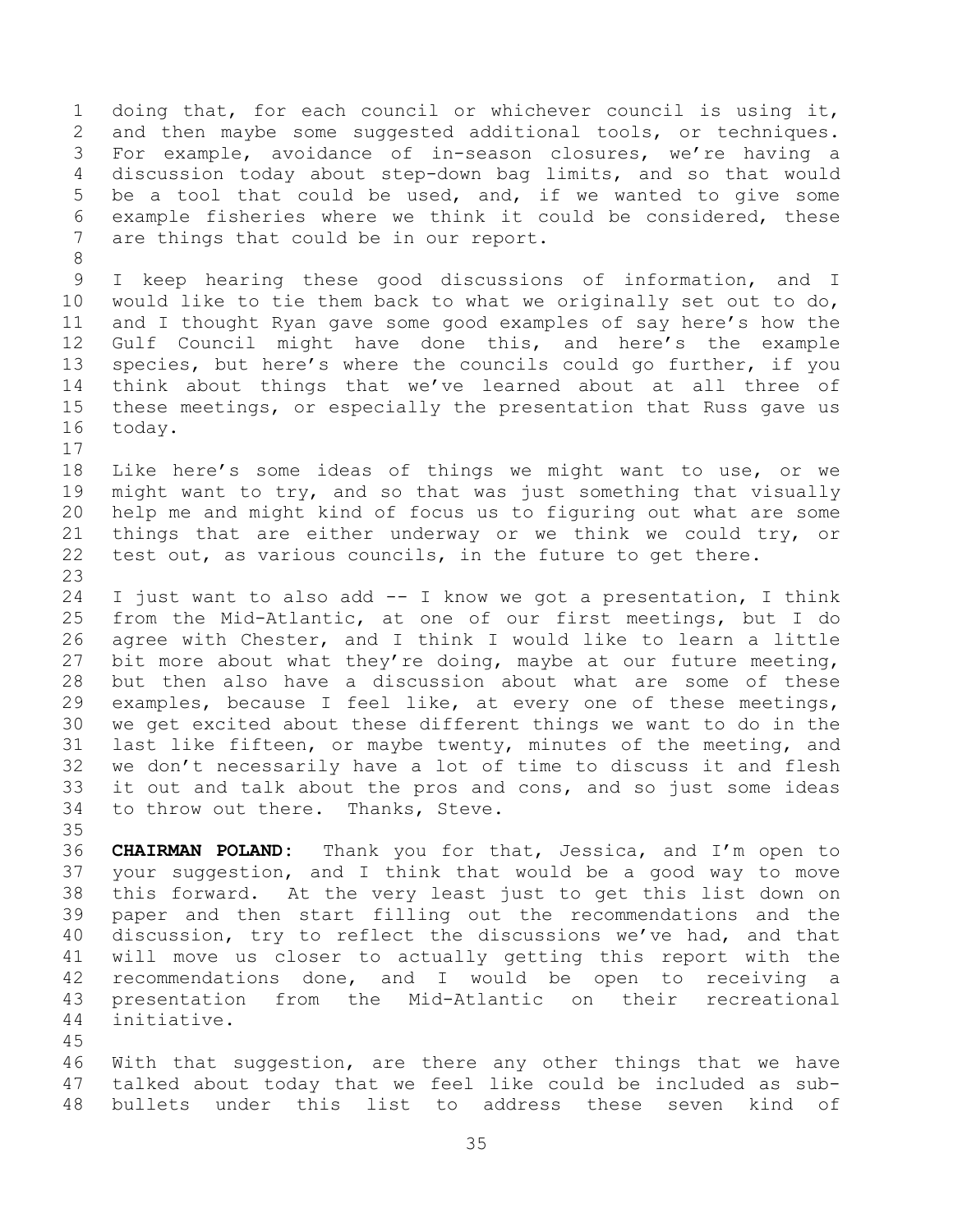doing that, for each council or whichever council is using it, and then maybe some suggested additional tools, or techniques. For example, avoidance of in-season closures, we're having a discussion today about step-down bag limits, and so that would be a tool that could be used, and, if we wanted to give some example fisheries where we think it could be considered, these are things that could be in our report.

I keep hearing these good discussions of information, and I would like to tie them back to what we originally set out to do, and I thought Ryan gave some good examples of say here's how the Gulf Council might have done this, and here's the example species, but here's where the councils could go further, if you think about things that we've learned about at all three of these meetings, or especially the presentation that Russ gave us today.

Like here's some ideas of things we might want to use, or we might want to try, and so that was just something that visually help me and might kind of focus us to figuring out what are some things that are either underway or we think we could try, or test out, as various councils, in the future to get there.

I just want to also add -- I know we got a presentation, I think from the Mid-Atlantic, at one of our first meetings, but I do agree with Chester, and I think I would like to learn a little bit more about what they're doing, maybe at our future meeting, but then also have a discussion about what are some of these examples, because I feel like, at every one of these meetings, we get excited about these different things we want to do in the last like fifteen, or maybe twenty, minutes of the meeting, and we don't necessarily have a lot of time to discuss it and flesh it out and talk about the pros and cons, and so just some ideas to throw out there. Thanks, Steve.

**CHAIRMAN POLAND:** Thank you for that, Jessica, and I'm open to your suggestion, and I think that would be a good way to move this forward. At the very least just to get this list down on paper and then start filling out the recommendations and the discussion, try to reflect the discussions we've had, and that will move us closer to actually getting this report with the recommendations done, and I would be open to receiving a presentation from the Mid-Atlantic on their recreational initiative.

With that suggestion, are there any other things that we have talked about today that we feel like could be included as sub-bullets under this list to address these seven kind of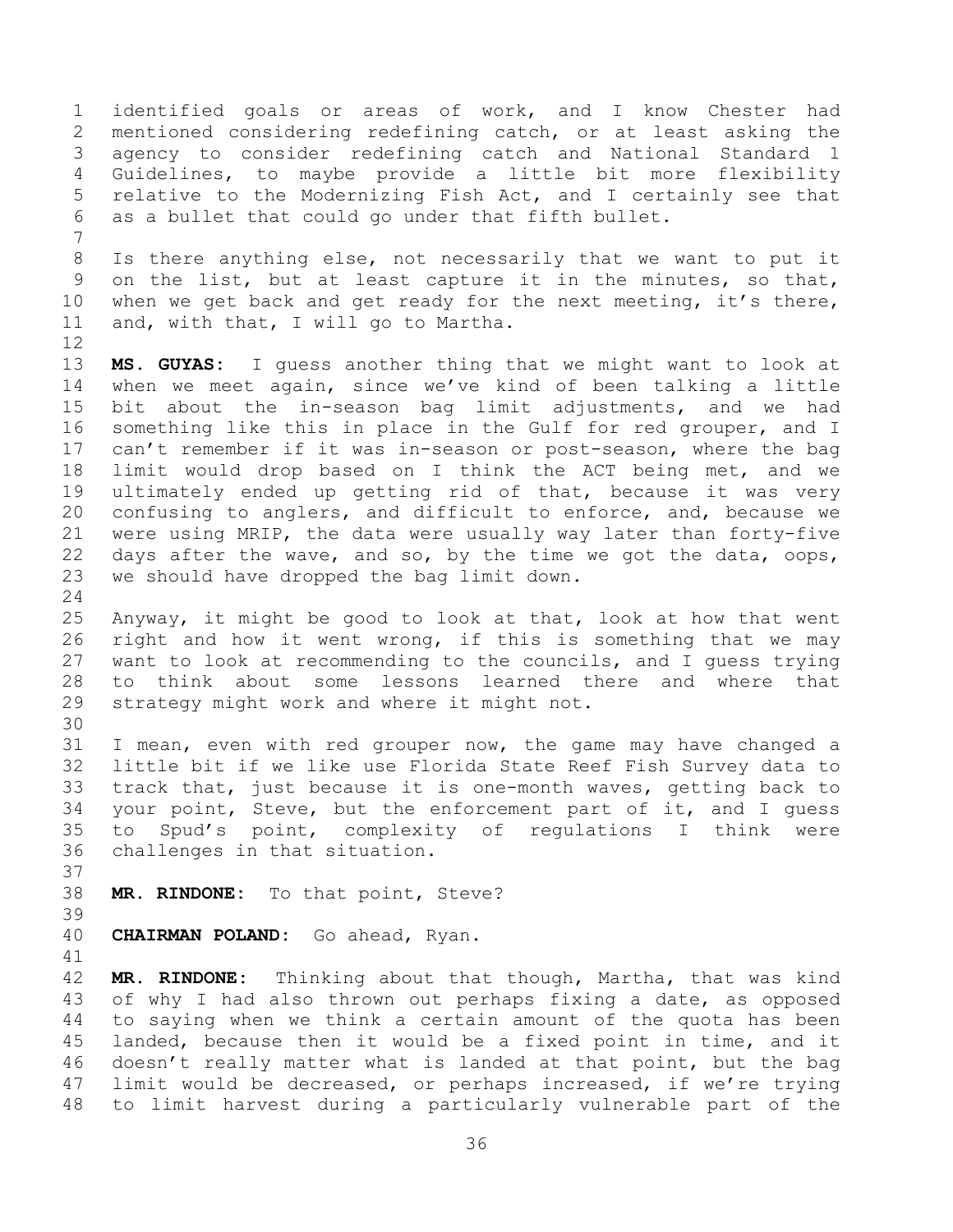identified goals or areas of work, and I know Chester had mentioned considering redefining catch, or at least asking the agency to consider redefining catch and National Standard 1 Guidelines, to maybe provide a little bit more flexibility relative to the Modernizing Fish Act, and I certainly see that as a bullet that could go under that fifth bullet.

Is there anything else, not necessarily that we want to put it on the list, but at least capture it in the minutes, so that, when we get back and get ready for the next meeting, it's there, and, with that, I will go to Martha.

**MS. GUYAS:** I guess another thing that we might want to look at when we meet again, since we've kind of been talking a little bit about the in-season bag limit adjustments, and we had something like this in place in the Gulf for red grouper, and I can't remember if it was in-season or post-season, where the bag limit would drop based on I think the ACT being met, and we ultimately ended up getting rid of that, because it was very confusing to anglers, and difficult to enforce, and, because we were using MRIP, the data were usually way later than forty-five days after the wave, and so, by the time we got the data, oops, we should have dropped the bag limit down.

Anyway, it might be good to look at that, look at how that went right and how it went wrong, if this is something that we may want to look at recommending to the councils, and I guess trying to think about some lessons learned there and where that strategy might work and where it might not.

I mean, even with red grouper now, the game may have changed a little bit if we like use Florida State Reef Fish Survey data to track that, just because it is one-month waves, getting back to your point, Steve, but the enforcement part of it, and I guess to Spud's point, complexity of regulations I think were challenges in that situation.

**MR. RINDONE:** To that point, Steve?

**CHAIRMAN POLAND:** Go ahead, Ryan.

**MR. RINDONE:** Thinking about that though, Martha, that was kind of why I had also thrown out perhaps fixing a date, as opposed to saying when we think a certain amount of the quota has been landed, because then it would be a fixed point in time, and it doesn't really matter what is landed at that point, but the bag limit would be decreased, or perhaps increased, if we're trying to limit harvest during a particularly vulnerable part of the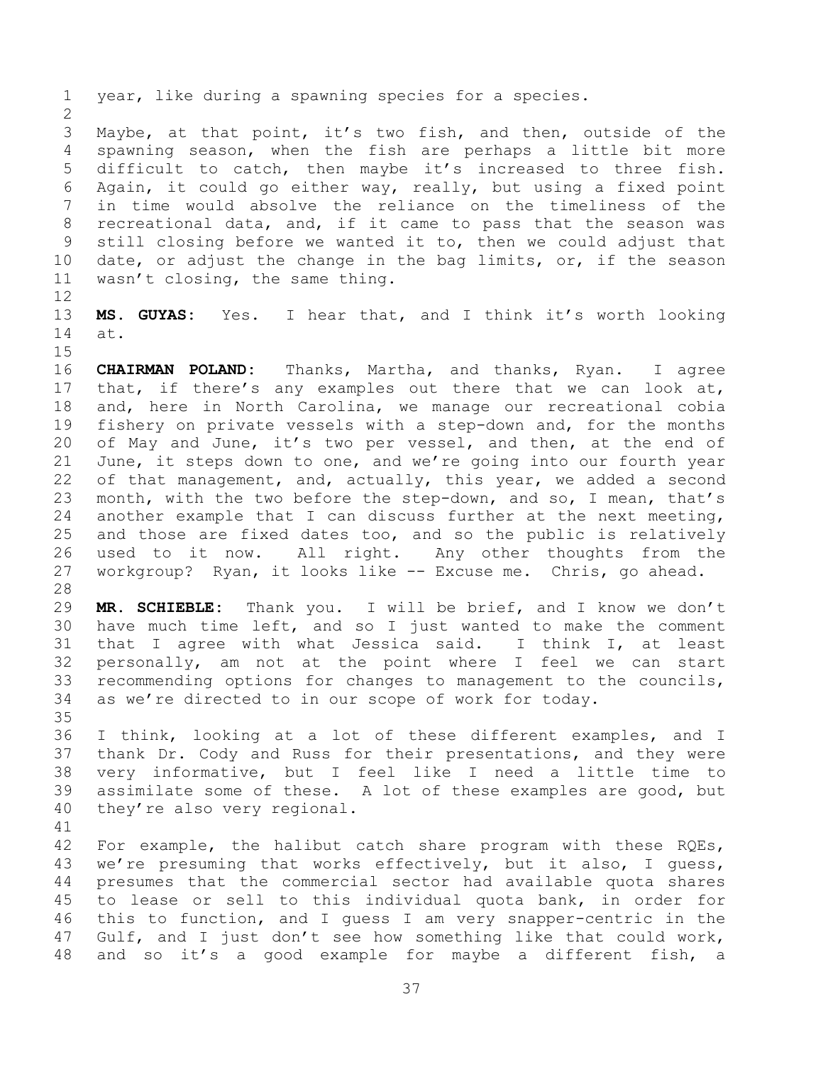year, like during a spawning species for a species.

Maybe, at that point, it's two fish, and then, outside of the spawning season, when the fish are perhaps a little bit more difficult to catch, then maybe it's increased to three fish. Again, it could go either way, really, but using a fixed point in time would absolve the reliance on the timeliness of the recreational data, and, if it came to pass that the season was still closing before we wanted it to, then we could adjust that date, or adjust the change in the bag limits, or, if the season wasn't closing, the same thing.

**MS. GUYAS:** Yes. I hear that, and I think it's worth looking at.

**CHAIRMAN POLAND:** Thanks, Martha, and thanks, Ryan. I agree that, if there's any examples out there that we can look at, and, here in North Carolina, we manage our recreational cobia fishery on private vessels with a step-down and, for the months of May and June, it's two per vessel, and then, at the end of June, it steps down to one, and we're going into our fourth year of that management, and, actually, this year, we added a second month, with the two before the step-down, and so, I mean, that's another example that I can discuss further at the next meeting, and those are fixed dates too, and so the public is relatively used to it now. All right. Any other thoughts from the workgroup? Ryan, it looks like -- Excuse me. Chris, go ahead.

**MR. SCHIEBLE:** Thank you. I will be brief, and I know we don't have much time left, and so I just wanted to make the comment that I agree with what Jessica said. I think I, at least personally, am not at the point where I feel we can start recommending options for changes to management to the councils, as we're directed to in our scope of work for today.

I think, looking at a lot of these different examples, and I thank Dr. Cody and Russ for their presentations, and they were very informative, but I feel like I need a little time to assimilate some of these. A lot of these examples are good, but they're also very regional.

For example, the halibut catch share program with these RQEs, we're presuming that works effectively, but it also, I guess, presumes that the commercial sector had available quota shares to lease or sell to this individual quota bank, in order for this to function, and I guess I am very snapper-centric in the Gulf, and I just don't see how something like that could work, and so it's a good example for maybe a different fish, a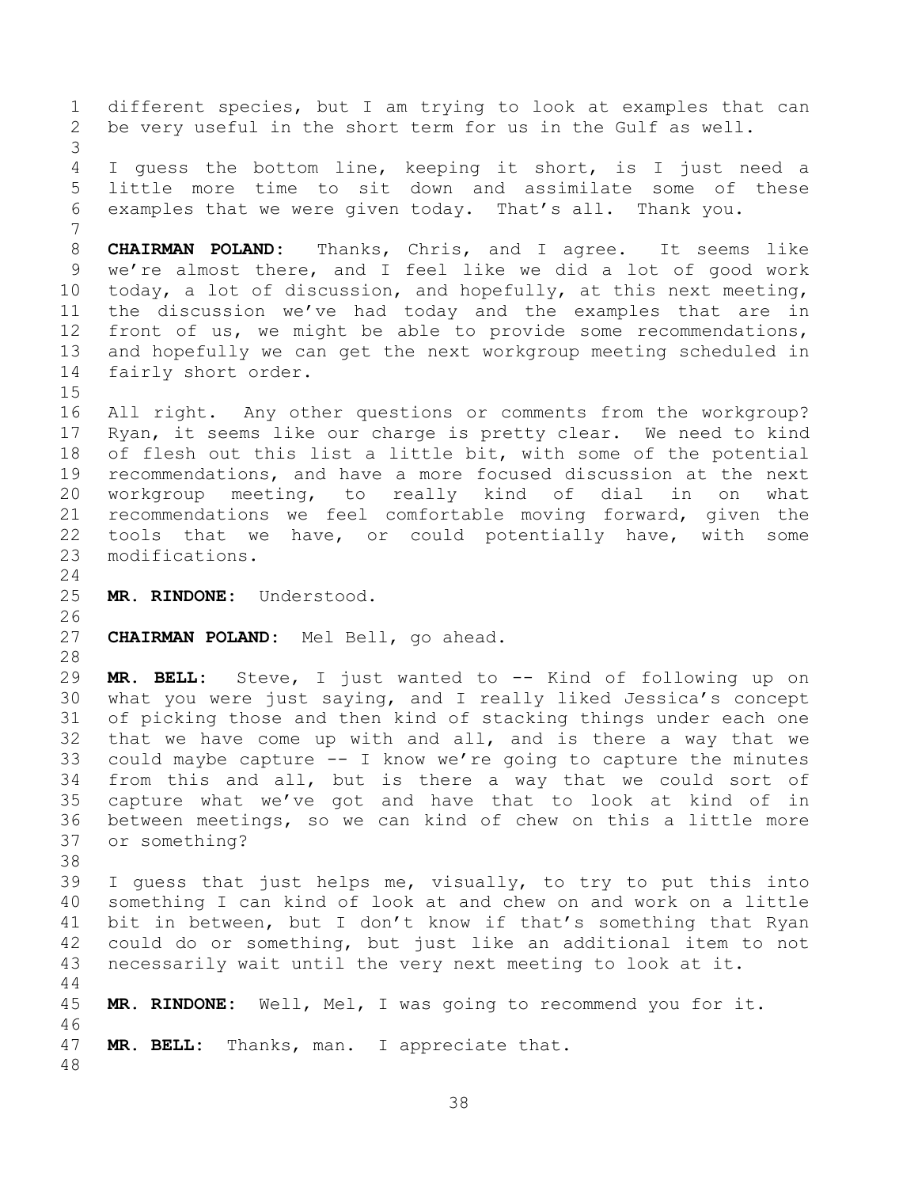different species, but I am trying to look at examples that can be very useful in the short term for us in the Gulf as well.

I guess the bottom line, keeping it short, is I just need a little more time to sit down and assimilate some of these examples that we were given today. That's all. Thank you.

**CHAIRMAN POLAND:** Thanks, Chris, and I agree. It seems like we're almost there, and I feel like we did a lot of good work today, a lot of discussion, and hopefully, at this next meeting, the discussion we've had today and the examples that are in front of us, we might be able to provide some recommendations, and hopefully we can get the next workgroup meeting scheduled in fairly short order.

All right. Any other questions or comments from the workgroup? Ryan, it seems like our charge is pretty clear. We need to kind of flesh out this list a little bit, with some of the potential recommendations, and have a more focused discussion at the next workgroup meeting, to really kind of dial in on what recommendations we feel comfortable moving forward, given the tools that we have, or could potentially have, with some modifications.

**MR. RINDONE:** Understood.

**CHAIRMAN POLAND:** Mel Bell, go ahead.

**MR. BELL:** Steve, I just wanted to -- Kind of following up on what you were just saying, and I really liked Jessica's concept of picking those and then kind of stacking things under each one that we have come up with and all, and is there a way that we could maybe capture -- I know we're going to capture the minutes from this and all, but is there a way that we could sort of capture what we've got and have that to look at kind of in between meetings, so we can kind of chew on this a little more or something?

I guess that just helps me, visually, to try to put this into something I can kind of look at and chew on and work on a little bit in between, but I don't know if that's something that Ryan could do or something, but just like an additional item to not necessarily wait until the very next meeting to look at it.

**MR. RINDONE:** Well, Mel, I was going to recommend you for it.

**MR. BELL:** Thanks, man. I appreciate that.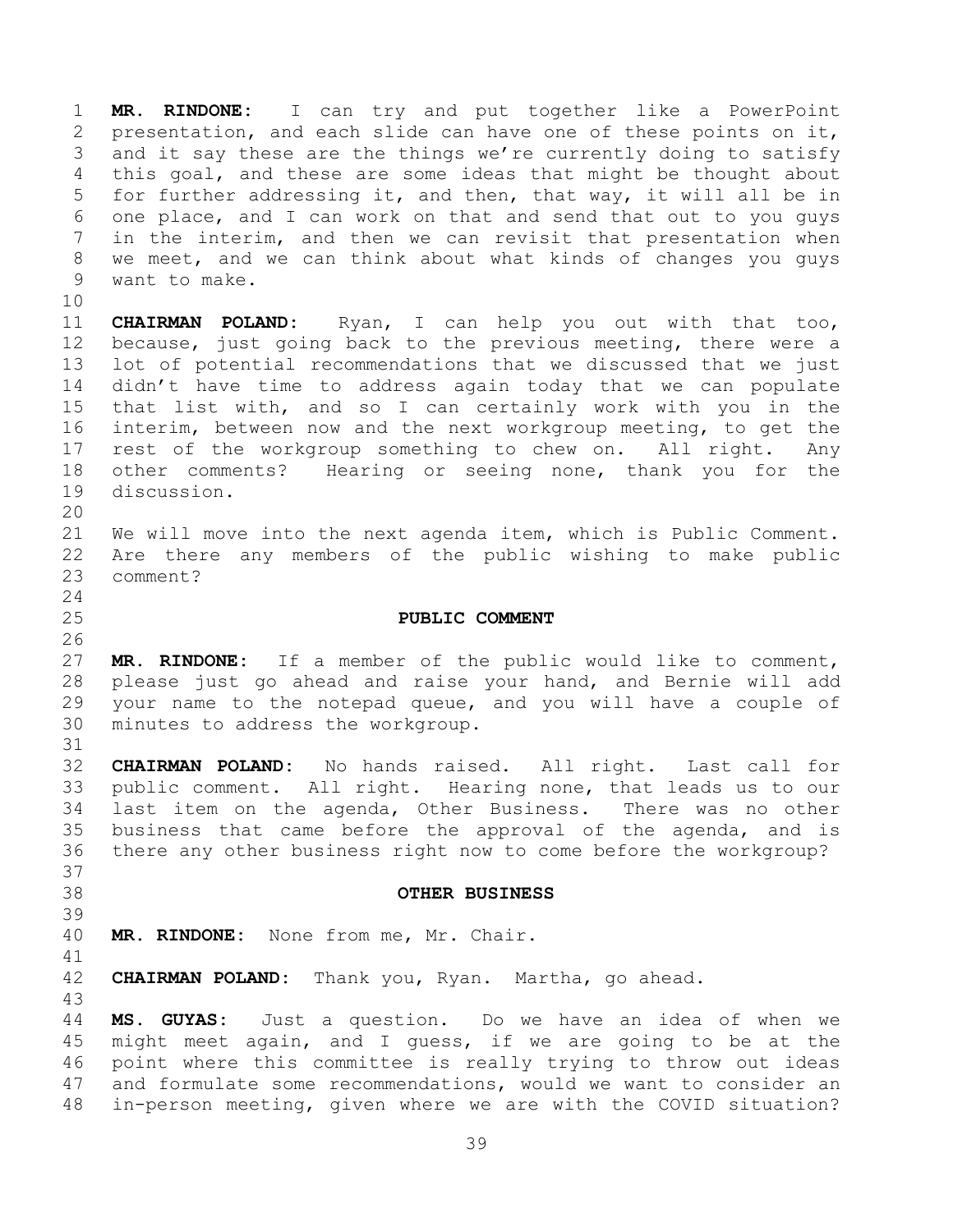**MR. RINDONE:** I can try and put together like a PowerPoint presentation, and each slide can have one of these points on it, and it say these are the things we're currently doing to satisfy this goal, and these are some ideas that might be thought about for further addressing it, and then, that way, it will all be in one place, and I can work on that and send that out to you guys in the interim, and then we can revisit that presentation when we meet, and we can think about what kinds of changes you guys want to make.

**CHAIRMAN POLAND:** Ryan, I can help you out with that too, because, just going back to the previous meeting, there were a lot of potential recommendations that we discussed that we just didn't have time to address again today that we can populate that list with, and so I can certainly work with you in the interim, between now and the next workgroup meeting, to get the rest of the workgroup something to chew on. All right. Any other comments? Hearing or seeing none, thank you for the discussion.

We will move into the next agenda item, which is Public Comment. Are there any members of the public wishing to make public comment?

**PUBLIC COMMENT**

**MR. RINDONE:** If a member of the public would like to comment, please just go ahead and raise your hand, and Bernie will add your name to the notepad queue, and you will have a couple of minutes to address the workgroup.

**CHAIRMAN POLAND:** No hands raised. All right. Last call for public comment. All right. Hearing none, that leads us to our last item on the agenda, Other Business. There was no other business that came before the approval of the agenda, and is there any other business right now to come before the workgroup?

**OTHER BUSINESS**

**MR. RINDONE:** None from me, Mr. Chair.

**CHAIRMAN POLAND:** Thank you, Ryan. Martha, go ahead.

**MS. GUYAS:** Just a question. Do we have an idea of when we might meet again, and I guess, if we are going to be at the point where this committee is really trying to throw out ideas and formulate some recommendations, would we want to consider an in-person meeting, given where we are with the COVID situation?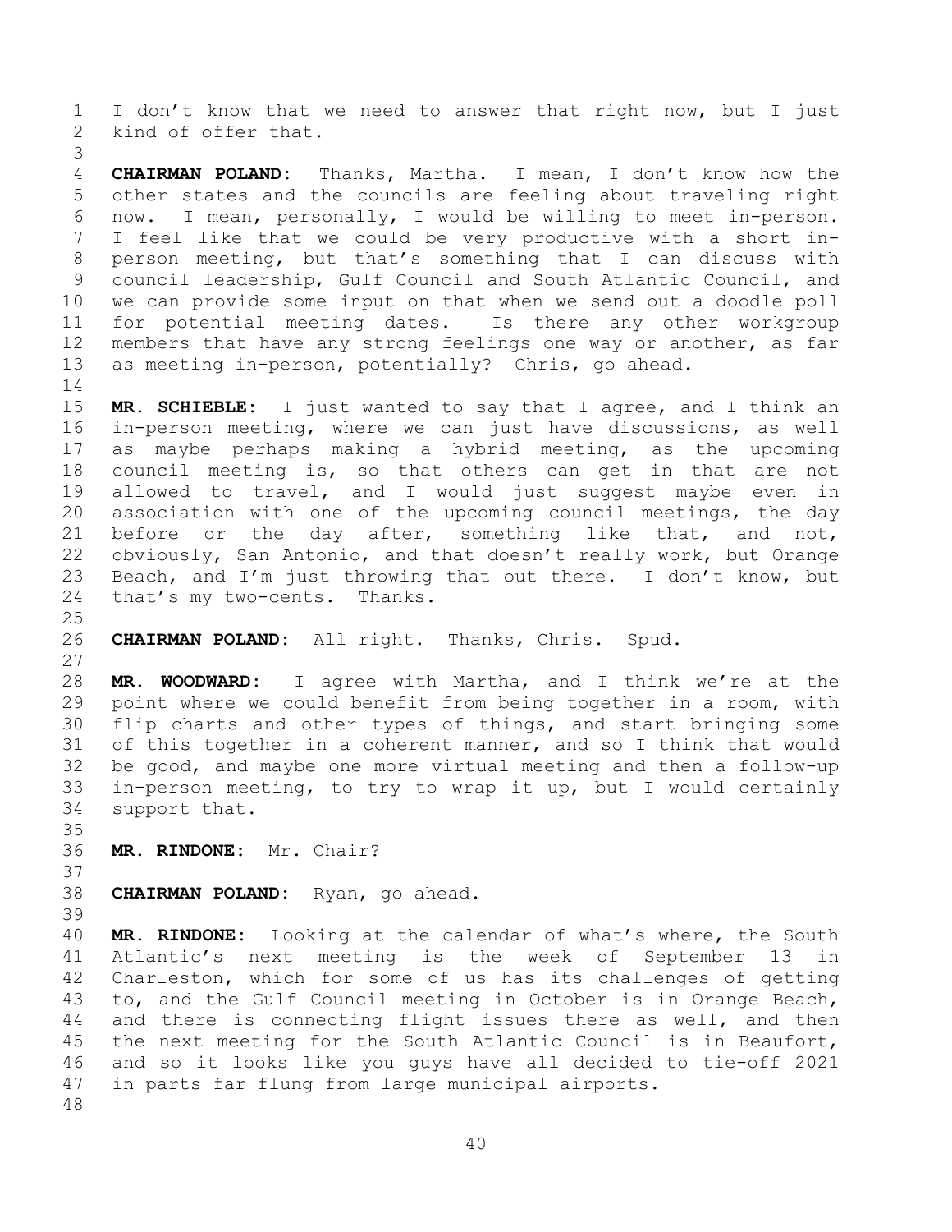I don't know that we need to answer that right now, but I just kind of offer that.

**CHAIRMAN POLAND:** Thanks, Martha. I mean, I don't know how the other states and the councils are feeling about traveling right now. I mean, personally, I would be willing to meet in-person. I feel like that we could be very productive with a short in-person meeting, but that's something that I can discuss with council leadership, Gulf Council and South Atlantic Council, and we can provide some input on that when we send out a doodle poll for potential meeting dates. Is there any other workgroup members that have any strong feelings one way or another, as far as meeting in-person, potentially? Chris, go ahead.

**MR. SCHIEBLE:** I just wanted to say that I agree, and I think an in-person meeting, where we can just have discussions, as well as maybe perhaps making a hybrid meeting, as the upcoming council meeting is, so that others can get in that are not allowed to travel, and I would just suggest maybe even in association with one of the upcoming council meetings, the day before or the day after, something like that, and not, obviously, San Antonio, and that doesn't really work, but Orange Beach, and I'm just throwing that out there. I don't know, but that's my two-cents. Thanks.

**CHAIRMAN POLAND:** All right. Thanks, Chris. Spud.

**MR. WOODWARD:** I agree with Martha, and I think we're at the point where we could benefit from being together in a room, with flip charts and other types of things, and start bringing some of this together in a coherent manner, and so I think that would be good, and maybe one more virtual meeting and then a follow-up in-person meeting, to try to wrap it up, but I would certainly support that.

**MR. RINDONE:** Mr. Chair?

**CHAIRMAN POLAND:** Ryan, go ahead.

**MR. RINDONE:** Looking at the calendar of what's where, the South Atlantic's next meeting is the week of September 13 in Charleston, which for some of us has its challenges of getting to, and the Gulf Council meeting in October is in Orange Beach, and there is connecting flight issues there as well, and then the next meeting for the South Atlantic Council is in Beaufort, and so it looks like you guys have all decided to tie-off 2021 in parts far flung from large municipal airports.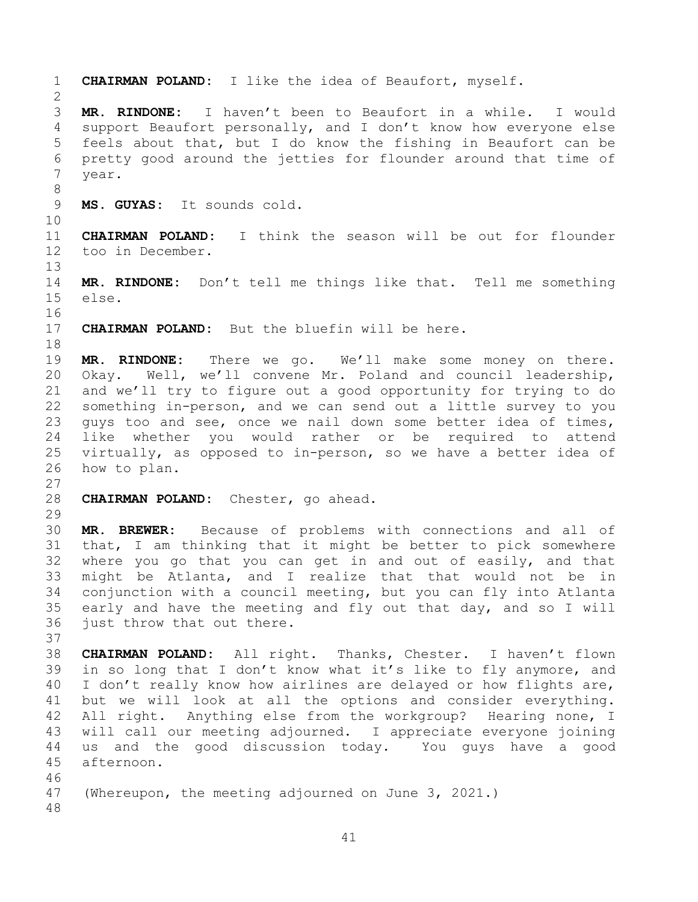**CHAIRMAN POLAND:** I like the idea of Beaufort, myself.

**MR. RINDONE:** I haven't been to Beaufort in a while. I would support Beaufort personally, and I don't know how everyone else feels about that, but I do know the fishing in Beaufort can be pretty good around the jetties for flounder around that time of year.

**MS. GUYAS:** It sounds cold.

**CHAIRMAN POLAND:** I think the season will be out for flounder too in December.

**MR. RINDONE:** Don't tell me things like that. Tell me something else.

**CHAIRMAN POLAND:** But the bluefin will be here.

**MR. RINDONE:** There we go. We'll make some money on there. Okay. Well, we'll convene Mr. Poland and council leadership, and we'll try to figure out a good opportunity for trying to do something in-person, and we can send out a little survey to you guys too and see, once we nail down some better idea of times, like whether you would rather or be required to attend virtually, as opposed to in-person, so we have a better idea of how to plan.

**CHAIRMAN POLAND:** Chester, go ahead.

**MR. BREWER:** Because of problems with connections and all of that, I am thinking that it might be better to pick somewhere where you go that you can get in and out of easily, and that might be Atlanta, and I realize that that would not be in conjunction with a council meeting, but you can fly into Atlanta early and have the meeting and fly out that day, and so I will just throw that out there.

**CHAIRMAN POLAND:** All right. Thanks, Chester. I haven't flown in so long that I don't know what it's like to fly anymore, and I don't really know how airlines are delayed or how flights are, but we will look at all the options and consider everything. All right. Anything else from the workgroup? Hearing none, I will call our meeting adjourned. I appreciate everyone joining us and the good discussion today. You guys have a good afternoon.

(Whereupon, the meeting adjourned on June 3, 2021.)